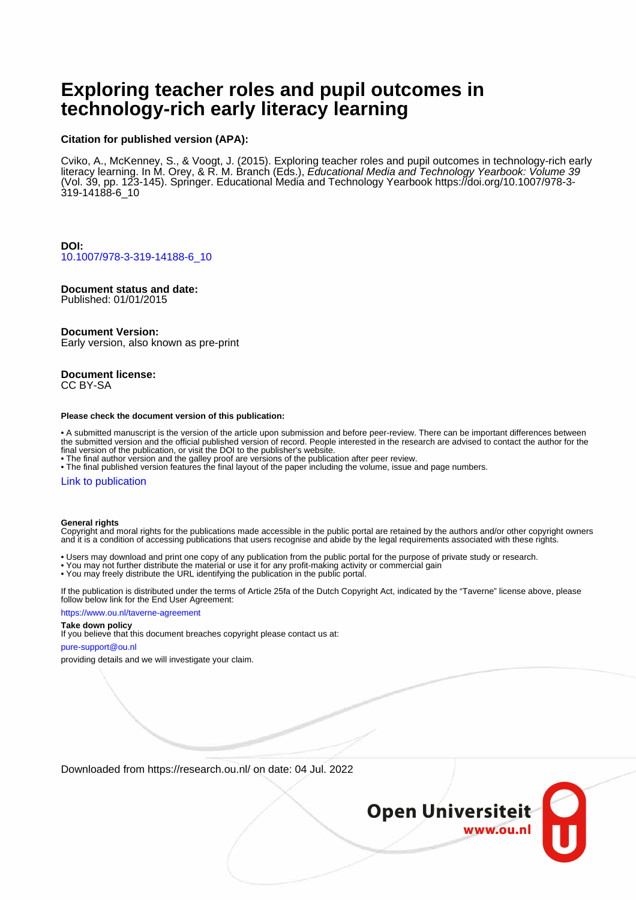# Exploring teacher roles and pupil outcomes in technology-rich early literacy learning

**Citation for published version (APA):**

Cviko, A., McKenney, S., & Voogt, J. (2015). Exploring teacher roles and pupil outcomes in technology-rich early literacy learning. In M. Orey, & R. M. Branch (Eds.), *Educational Media and Technology Yearbook: Volume 39* (Vol. 39, pp. 123-145). Springer. Educational Media and Technology Yearbook https://doi.org/10.1007/978-3-319-14188-6_10

**DOI:**
10.1007/978-3-319-14188-6_10

**Document status and date:**
Published: 01/01/2015

**Document Version:**
Early version, also known as pre-print

**Document license:**
CC BY-SA

**Please check the document version of this publication:**

• A submitted manuscript is the version of the article upon submission and before peer-review. There can be important differences between the submitted version and the official published version of record. People interested in the research are advised to contact the author for the final version of the publication, or visit the DOI to the publisher's website.
• The final author version and the galley proof are versions of the publication after peer review.
• The final published version features the final layout of the paper including the volume, issue and page numbers.

Link to publication

**General rights**
Copyright and moral rights for the publications made accessible in the public portal are retained by the authors and/or other copyright owners and it is a condition of accessing publications that users recognise and abide by the legal requirements associated with these rights.

• Users may download and print one copy of any publication from the public portal for the purpose of private study or research.
• You may not further distribute the material or use it for any profit-making activity or commercial gain
• You may freely distribute the URL identifying the publication in the public portal.

If the publication is distributed under the terms of Article 25fa of the Dutch Copyright Act, indicated by the "Taverne" license above, please follow below link for the End User Agreement:

https://www.ou.nl/taverne-agreement

**Take down policy**
If you believe that this document breaches copyright please contact us at:

pure-support@ou.nl

providing details and we will investigate your claim.

Downloaded from https://research.ou.nl/ on date: 04 Jul. 2022

Open Universiteit
www.ou.nl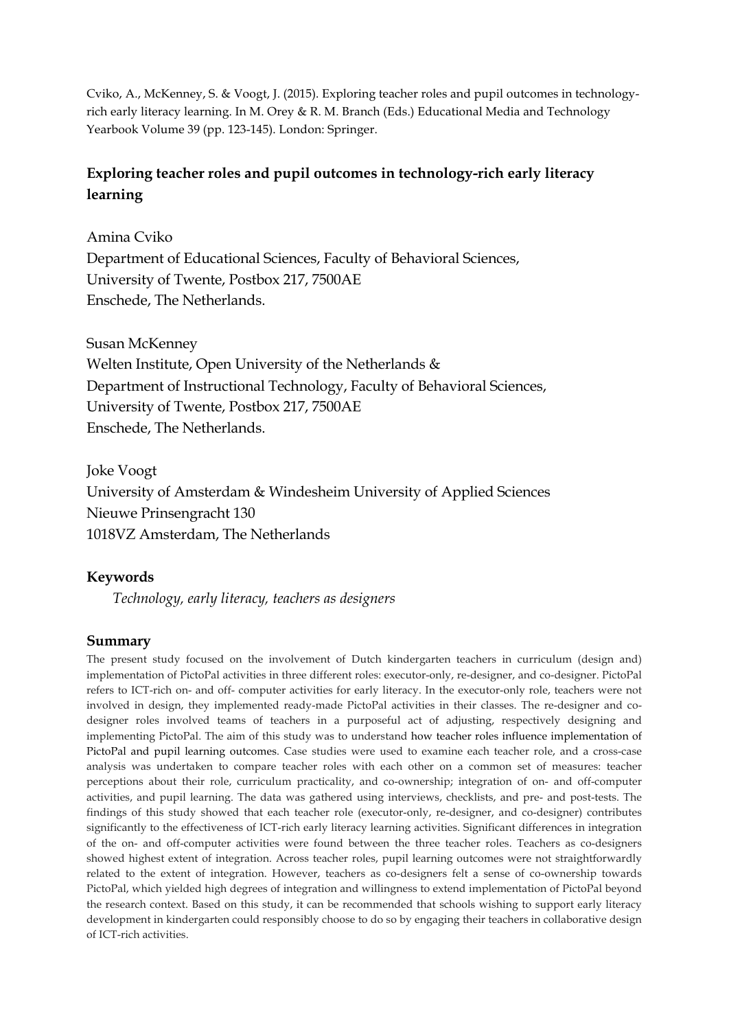Cviko, A., McKenney, S. & Voogt, J. (2015). Exploring teacher roles and pupil outcomes in technology-rich early literacy learning. In M. Orey & R. M. Branch (Eds.) Educational Media and Technology Yearbook Volume 39 (pp. 123-145). London: Springer.

# Exploring teacher roles and pupil outcomes in technology-rich early literacy learning

Amina Cviko
Department of Educational Sciences, Faculty of Behavioral Sciences,
University of Twente, Postbox 217, 7500AE
Enschede, The Netherlands.

Susan McKenney
Welten Institute, Open University of the Netherlands &
Department of Instructional Technology, Faculty of Behavioral Sciences,
University of Twente, Postbox 217, 7500AE
Enschede, The Netherlands.

Joke Voogt
University of Amsterdam & Windesheim University of Applied Sciences
Nieuwe Prinsengracht 130
1018VZ Amsterdam, The Netherlands

## Keywords

*Technology, early literacy, teachers as designers*

## Summary

The present study focused on the involvement of Dutch kindergarten teachers in curriculum (design and) implementation of PictoPal activities in three different roles: executor-only, re-designer, and co-designer. PictoPal refers to ICT-rich on- and off- computer activities for early literacy. In the executor-only role, teachers were not involved in design, they implemented ready-made PictoPal activities in their classes. The re-designer and co-designer roles involved teams of teachers in a purposeful act of adjusting, respectively designing and implementing PictoPal. The aim of this study was to understand how teacher roles influence implementation of PictoPal and pupil learning outcomes. Case studies were used to examine each teacher role, and a cross-case analysis was undertaken to compare teacher roles with each other on a common set of measures: teacher perceptions about their role, curriculum practicality, and co-ownership; integration of on- and off-computer activities, and pupil learning. The data was gathered using interviews, checklists, and pre- and post-tests. The findings of this study showed that each teacher role (executor-only, re-designer, and co-designer) contributes significantly to the effectiveness of ICT-rich early literacy learning activities. Significant differences in integration of the on- and off-computer activities were found between the three teacher roles. Teachers as co-designers showed highest extent of integration. Across teacher roles, pupil learning outcomes were not straightforwardly related to the extent of integration. However, teachers as co-designers felt a sense of co-ownership towards PictoPal, which yielded high degrees of integration and willingness to extend implementation of PictoPal beyond the research context. Based on this study, it can be recommended that schools wishing to support early literacy development in kindergarten could responsibly choose to do so by engaging their teachers in collaborative design of ICT-rich activities.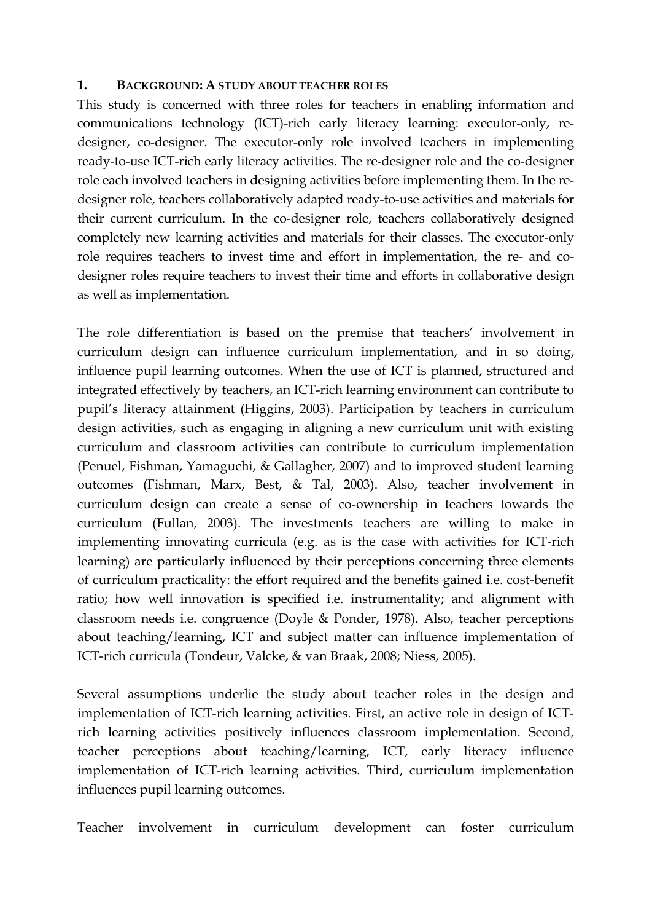## 1. BACKGROUND: A STUDY ABOUT TEACHER ROLES

This study is concerned with three roles for teachers in enabling information and communications technology (ICT)-rich early literacy learning: executor-only, re-designer, co-designer. The executor-only role involved teachers in implementing ready-to-use ICT-rich early literacy activities. The re-designer role and the co-designer role each involved teachers in designing activities before implementing them. In the re-designer role, teachers collaboratively adapted ready-to-use activities and materials for their current curriculum. In the co-designer role, teachers collaboratively designed completely new learning activities and materials for their classes. The executor-only role requires teachers to invest time and effort in implementation, the re- and co-designer roles require teachers to invest their time and efforts in collaborative design as well as implementation.

The role differentiation is based on the premise that teachers' involvement in curriculum design can influence curriculum implementation, and in so doing, influence pupil learning outcomes. When the use of ICT is planned, structured and integrated effectively by teachers, an ICT-rich learning environment can contribute to pupil's literacy attainment (Higgins, 2003). Participation by teachers in curriculum design activities, such as engaging in aligning a new curriculum unit with existing curriculum and classroom activities can contribute to curriculum implementation (Penuel, Fishman, Yamaguchi, & Gallagher, 2007) and to improved student learning outcomes (Fishman, Marx, Best, & Tal, 2003). Also, teacher involvement in curriculum design can create a sense of co-ownership in teachers towards the curriculum (Fullan, 2003). The investments teachers are willing to make in implementing innovating curricula (e.g. as is the case with activities for ICT-rich learning) are particularly influenced by their perceptions concerning three elements of curriculum practicality: the effort required and the benefits gained i.e. cost-benefit ratio; how well innovation is specified i.e. instrumentality; and alignment with classroom needs i.e. congruence (Doyle & Ponder, 1978). Also, teacher perceptions about teaching/learning, ICT and subject matter can influence implementation of ICT-rich curricula (Tondeur, Valcke, & van Braak, 2008; Niess, 2005).

Several assumptions underlie the study about teacher roles in the design and implementation of ICT-rich learning activities. First, an active role in design of ICT-rich learning activities positively influences classroom implementation. Second, teacher perceptions about teaching/learning, ICT, early literacy influence implementation of ICT-rich learning activities. Third, curriculum implementation influences pupil learning outcomes.

Teacher involvement in curriculum development can foster curriculum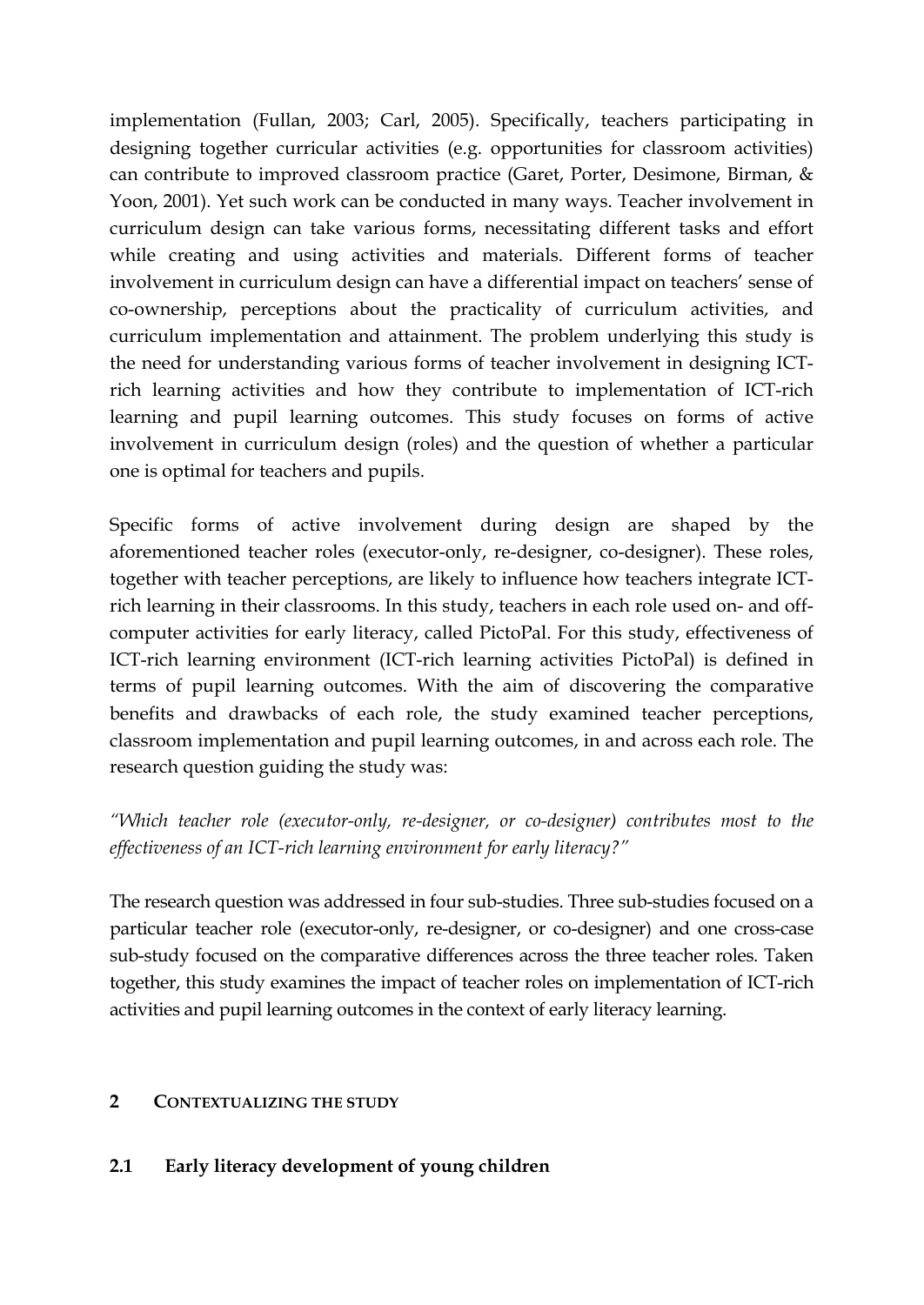implementation (Fullan, 2003; Carl, 2005). Specifically, teachers participating in designing together curricular activities (e.g. opportunities for classroom activities) can contribute to improved classroom practice (Garet, Porter, Desimone, Birman, & Yoon, 2001). Yet such work can be conducted in many ways. Teacher involvement in curriculum design can take various forms, necessitating different tasks and effort while creating and using activities and materials. Different forms of teacher involvement in curriculum design can have a differential impact on teachers' sense of co-ownership, perceptions about the practicality of curriculum activities, and curriculum implementation and attainment. The problem underlying this study is the need for understanding various forms of teacher involvement in designing ICT-rich learning activities and how they contribute to implementation of ICT-rich learning and pupil learning outcomes. This study focuses on forms of active involvement in curriculum design (roles) and the question of whether a particular one is optimal for teachers and pupils.

Specific forms of active involvement during design are shaped by the aforementioned teacher roles (executor-only, re-designer, co-designer). These roles, together with teacher perceptions, are likely to influence how teachers integrate ICT-rich learning in their classrooms. In this study, teachers in each role used on- and off-computer activities for early literacy, called PictoPal. For this study, effectiveness of ICT-rich learning environment (ICT-rich learning activities PictoPal) is defined in terms of pupil learning outcomes. With the aim of discovering the comparative benefits and drawbacks of each role, the study examined teacher perceptions, classroom implementation and pupil learning outcomes, in and across each role. The research question guiding the study was:

*"Which teacher role (executor-only, re-designer, or co-designer) contributes most to the effectiveness of an ICT-rich learning environment for early literacy?"*

The research question was addressed in four sub-studies. Three sub-studies focused on a particular teacher role (executor-only, re-designer, or co-designer) and one cross-case sub-study focused on the comparative differences across the three teacher roles. Taken together, this study examines the impact of teacher roles on implementation of ICT-rich activities and pupil learning outcomes in the context of early literacy learning.

## 2 CONTEXTUALIZING THE STUDY

### 2.1 Early literacy development of young children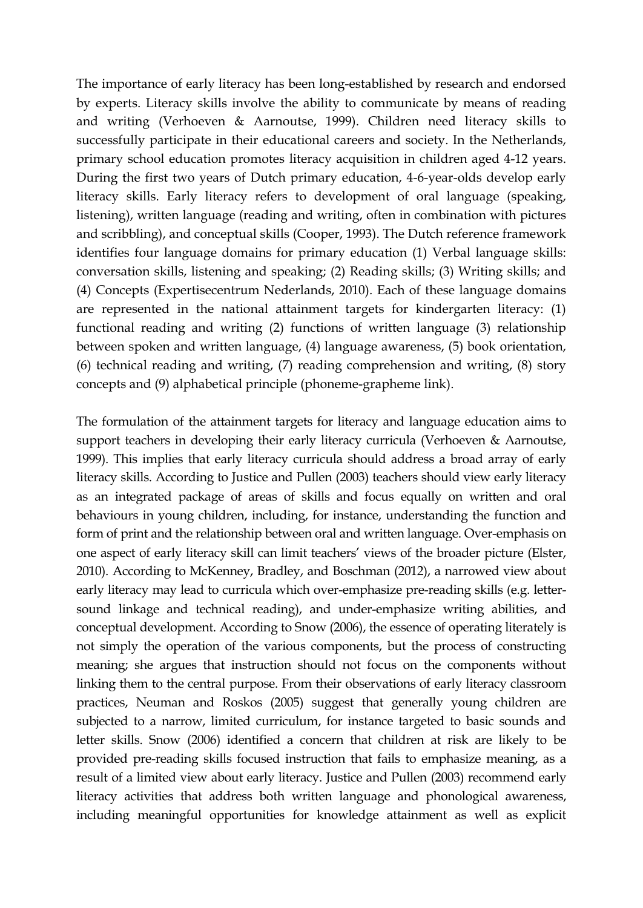The importance of early literacy has been long-established by research and endorsed by experts. Literacy skills involve the ability to communicate by means of reading and writing (Verhoeven & Aarnoutse, 1999). Children need literacy skills to successfully participate in their educational careers and society. In the Netherlands, primary school education promotes literacy acquisition in children aged 4-12 years. During the first two years of Dutch primary education, 4-6-year-olds develop early literacy skills. Early literacy refers to development of oral language (speaking, listening), written language (reading and writing, often in combination with pictures and scribbling), and conceptual skills (Cooper, 1993). The Dutch reference framework identifies four language domains for primary education (1) Verbal language skills: conversation skills, listening and speaking; (2) Reading skills; (3) Writing skills; and (4) Concepts (Expertisecentrum Nederlands, 2010). Each of these language domains are represented in the national attainment targets for kindergarten literacy: (1) functional reading and writing (2) functions of written language (3) relationship between spoken and written language, (4) language awareness, (5) book orientation, (6) technical reading and writing, (7) reading comprehension and writing, (8) story concepts and (9) alphabetical principle (phoneme-grapheme link).

The formulation of the attainment targets for literacy and language education aims to support teachers in developing their early literacy curricula (Verhoeven & Aarnoutse, 1999). This implies that early literacy curricula should address a broad array of early literacy skills. According to Justice and Pullen (2003) teachers should view early literacy as an integrated package of areas of skills and focus equally on written and oral behaviours in young children, including, for instance, understanding the function and form of print and the relationship between oral and written language. Over-emphasis on one aspect of early literacy skill can limit teachers' views of the broader picture (Elster, 2010). According to McKenney, Bradley, and Boschman (2012), a narrowed view about early literacy may lead to curricula which over-emphasize pre-reading skills (e.g. letter-sound linkage and technical reading), and under-emphasize writing abilities, and conceptual development. According to Snow (2006), the essence of operating literately is not simply the operation of the various components, but the process of constructing meaning; she argues that instruction should not focus on the components without linking them to the central purpose. From their observations of early literacy classroom practices, Neuman and Roskos (2005) suggest that generally young children are subjected to a narrow, limited curriculum, for instance targeted to basic sounds and letter skills. Snow (2006) identified a concern that children at risk are likely to be provided pre-reading skills focused instruction that fails to emphasize meaning, as a result of a limited view about early literacy. Justice and Pullen (2003) recommend early literacy activities that address both written language and phonological awareness, including meaningful opportunities for knowledge attainment as well as explicit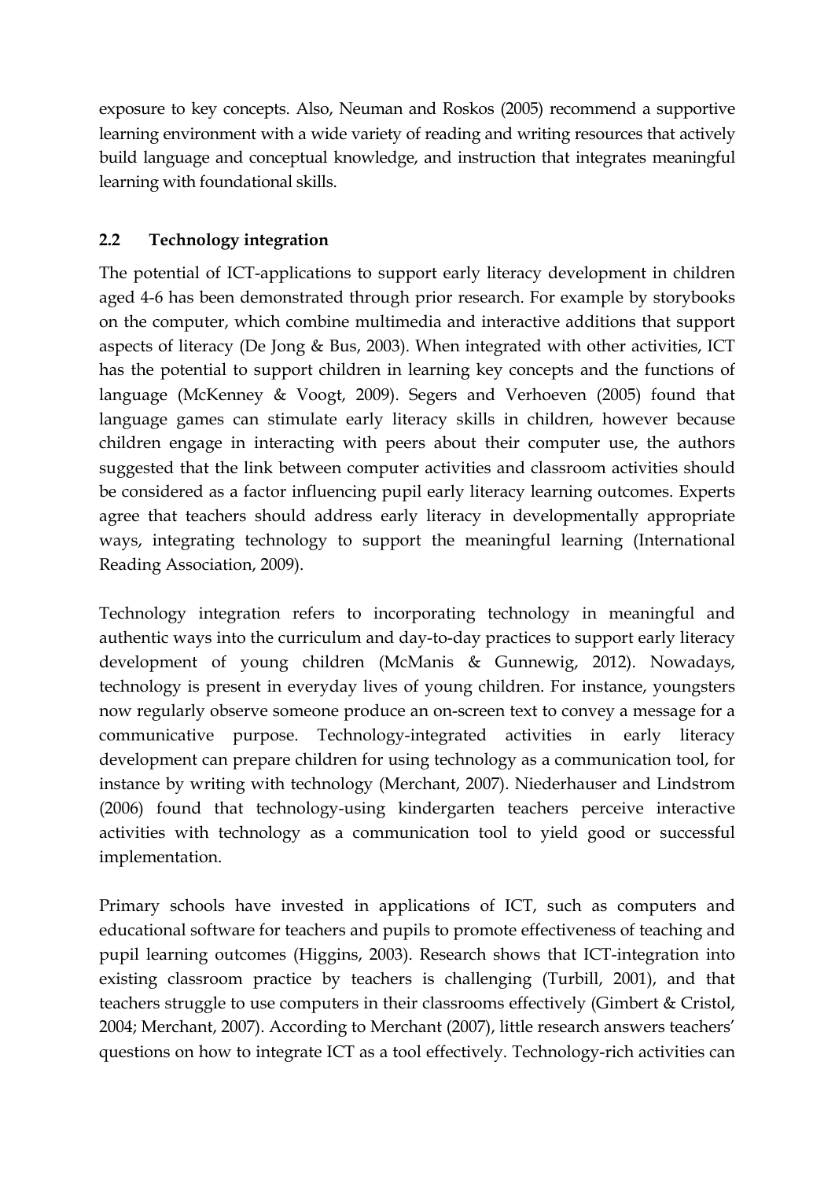exposure to key concepts. Also, Neuman and Roskos (2005) recommend a supportive learning environment with a wide variety of reading and writing resources that actively build language and conceptual knowledge, and instruction that integrates meaningful learning with foundational skills.

## 2.2 Technology integration

The potential of ICT-applications to support early literacy development in children aged 4-6 has been demonstrated through prior research. For example by storybooks on the computer, which combine multimedia and interactive additions that support aspects of literacy (De Jong & Bus, 2003). When integrated with other activities, ICT has the potential to support children in learning key concepts and the functions of language (McKenney & Voogt, 2009). Segers and Verhoeven (2005) found that language games can stimulate early literacy skills in children, however because children engage in interacting with peers about their computer use, the authors suggested that the link between computer activities and classroom activities should be considered as a factor influencing pupil early literacy learning outcomes. Experts agree that teachers should address early literacy in developmentally appropriate ways, integrating technology to support the meaningful learning (International Reading Association, 2009).

Technology integration refers to incorporating technology in meaningful and authentic ways into the curriculum and day-to-day practices to support early literacy development of young children (McManis & Gunnewig, 2012). Nowadays, technology is present in everyday lives of young children. For instance, youngsters now regularly observe someone produce an on-screen text to convey a message for a communicative purpose. Technology-integrated activities in early literacy development can prepare children for using technology as a communication tool, for instance by writing with technology (Merchant, 2007). Niederhauser and Lindstrom (2006) found that technology-using kindergarten teachers perceive interactive activities with technology as a communication tool to yield good or successful implementation.

Primary schools have invested in applications of ICT, such as computers and educational software for teachers and pupils to promote effectiveness of teaching and pupil learning outcomes (Higgins, 2003). Research shows that ICT-integration into existing classroom practice by teachers is challenging (Turbill, 2001), and that teachers struggle to use computers in their classrooms effectively (Gimbert & Cristol, 2004; Merchant, 2007). According to Merchant (2007), little research answers teachers' questions on how to integrate ICT as a tool effectively. Technology-rich activities can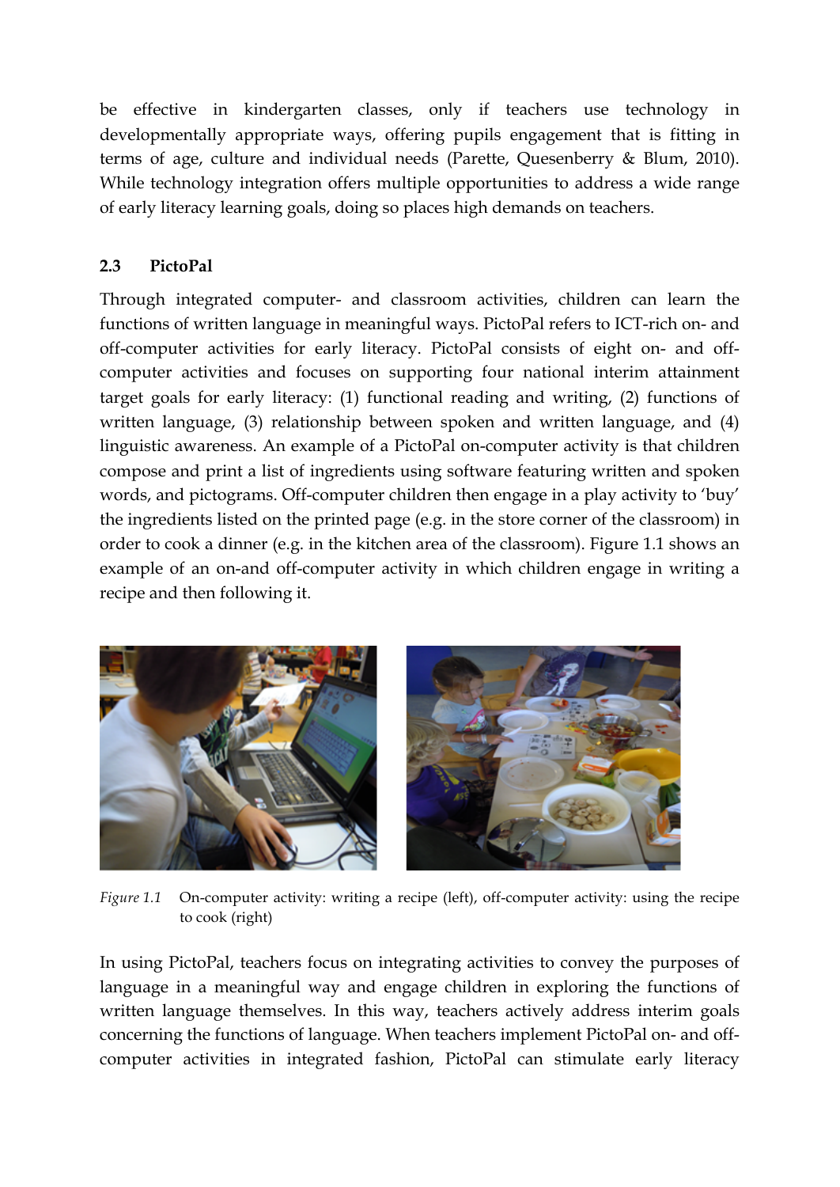be effective in kindergarten classes, only if teachers use technology in developmentally appropriate ways, offering pupils engagement that is fitting in terms of age, culture and individual needs (Parette, Quesenberry & Blum, 2010). While technology integration offers multiple opportunities to address a wide range of early literacy learning goals, doing so places high demands on teachers.

## 2.3 PictoPal

Through integrated computer- and classroom activities, children can learn the functions of written language in meaningful ways. PictoPal refers to ICT-rich on- and off-computer activities for early literacy. PictoPal consists of eight on- and off-computer activities and focuses on supporting four national interim attainment target goals for early literacy: (1) functional reading and writing, (2) functions of written language, (3) relationship between spoken and written language, and (4) linguistic awareness. An example of a PictoPal on-computer activity is that children compose and print a list of ingredients using software featuring written and spoken words, and pictograms. Off-computer children then engage in a play activity to 'buy' the ingredients listed on the printed page (e.g. in the store corner of the classroom) in order to cook a dinner (e.g. in the kitchen area of the classroom). Figure 1.1 shows an example of an on-and off-computer activity in which children engage in writing a recipe and then following it.

*Figure 1.1* On-computer activity: writing a recipe (left), off-computer activity: using the recipe to cook (right)

In using PictoPal, teachers focus on integrating activities to convey the purposes of language in a meaningful way and engage children in exploring the functions of written language themselves. In this way, teachers actively address interim goals concerning the functions of language. When teachers implement PictoPal on- and off-computer activities in integrated fashion, PictoPal can stimulate early literacy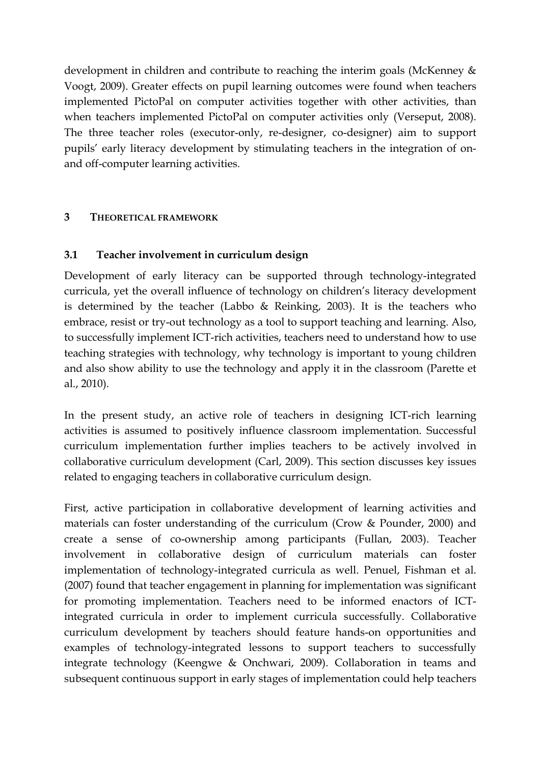development in children and contribute to reaching the interim goals (McKenney & Voogt, 2009). Greater effects on pupil learning outcomes were found when teachers implemented PictoPal on computer activities together with other activities, than when teachers implemented PictoPal on computer activities only (Verseput, 2008). The three teacher roles (executor-only, re-designer, co-designer) aim to support pupils' early literacy development by stimulating teachers in the integration of on- and off-computer learning activities.

## 3 THEORETICAL FRAMEWORK

### 3.1 Teacher involvement in curriculum design

Development of early literacy can be supported through technology-integrated curricula, yet the overall influence of technology on children's literacy development is determined by the teacher (Labbo & Reinking, 2003). It is the teachers who embrace, resist or try-out technology as a tool to support teaching and learning. Also, to successfully implement ICT-rich activities, teachers need to understand how to use teaching strategies with technology, why technology is important to young children and also show ability to use the technology and apply it in the classroom (Parette et al., 2010).

In the present study, an active role of teachers in designing ICT-rich learning activities is assumed to positively influence classroom implementation. Successful curriculum implementation further implies teachers to be actively involved in collaborative curriculum development (Carl, 2009). This section discusses key issues related to engaging teachers in collaborative curriculum design.

First, active participation in collaborative development of learning activities and materials can foster understanding of the curriculum (Crow & Pounder, 2000) and create a sense of co-ownership among participants (Fullan, 2003). Teacher involvement in collaborative design of curriculum materials can foster implementation of technology-integrated curricula as well. Penuel, Fishman et al. (2007) found that teacher engagement in planning for implementation was significant for promoting implementation. Teachers need to be informed enactors of ICT-integrated curricula in order to implement curricula successfully. Collaborative curriculum development by teachers should feature hands-on opportunities and examples of technology-integrated lessons to support teachers to successfully integrate technology (Keengwe & Onchwari, 2009). Collaboration in teams and subsequent continuous support in early stages of implementation could help teachers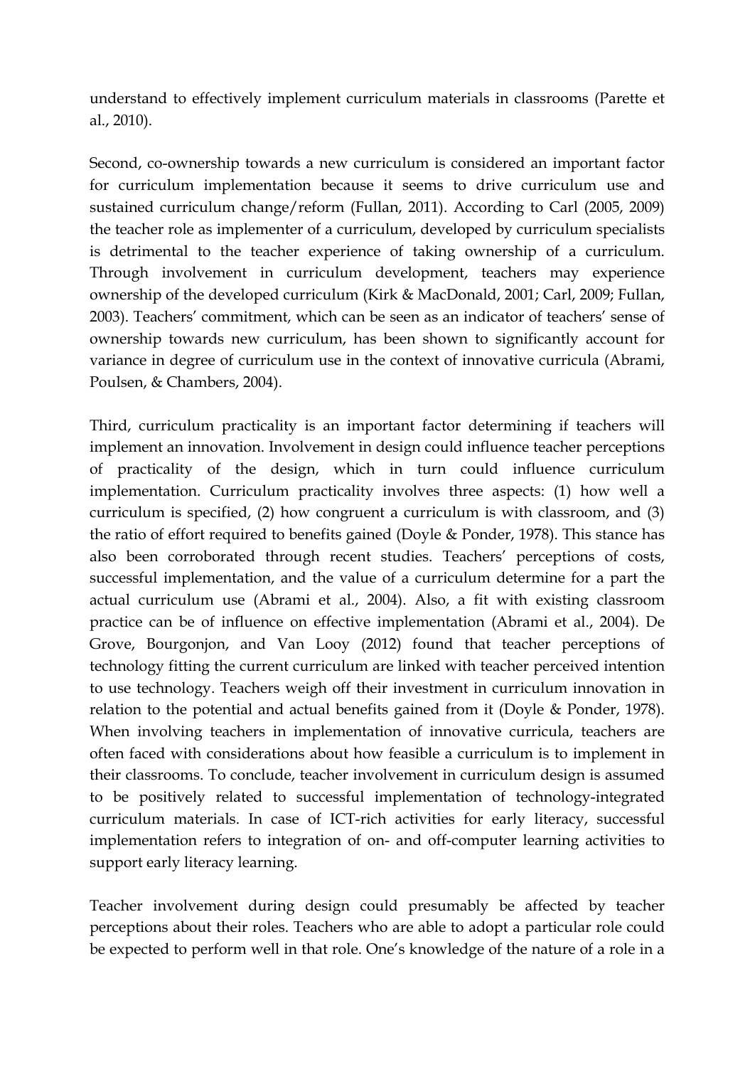understand to effectively implement curriculum materials in classrooms (Parette et al., 2010).

Second, co-ownership towards a new curriculum is considered an important factor for curriculum implementation because it seems to drive curriculum use and sustained curriculum change/reform (Fullan, 2011). According to Carl (2005, 2009) the teacher role as implementer of a curriculum, developed by curriculum specialists is detrimental to the teacher experience of taking ownership of a curriculum. Through involvement in curriculum development, teachers may experience ownership of the developed curriculum (Kirk & MacDonald, 2001; Carl, 2009; Fullan, 2003). Teachers' commitment, which can be seen as an indicator of teachers' sense of ownership towards new curriculum, has been shown to significantly account for variance in degree of curriculum use in the context of innovative curricula (Abrami, Poulsen, & Chambers, 2004).

Third, curriculum practicality is an important factor determining if teachers will implement an innovation. Involvement in design could influence teacher perceptions of practicality of the design, which in turn could influence curriculum implementation. Curriculum practicality involves three aspects: (1) how well a curriculum is specified, (2) how congruent a curriculum is with classroom, and (3) the ratio of effort required to benefits gained (Doyle & Ponder, 1978). This stance has also been corroborated through recent studies. Teachers' perceptions of costs, successful implementation, and the value of a curriculum determine for a part the actual curriculum use (Abrami et al., 2004). Also, a fit with existing classroom practice can be of influence on effective implementation (Abrami et al., 2004). De Grove, Bourgonjon, and Van Looy (2012) found that teacher perceptions of technology fitting the current curriculum are linked with teacher perceived intention to use technology. Teachers weigh off their investment in curriculum innovation in relation to the potential and actual benefits gained from it (Doyle & Ponder, 1978). When involving teachers in implementation of innovative curricula, teachers are often faced with considerations about how feasible a curriculum is to implement in their classrooms. To conclude, teacher involvement in curriculum design is assumed to be positively related to successful implementation of technology-integrated curriculum materials. In case of ICT-rich activities for early literacy, successful implementation refers to integration of on- and off-computer learning activities to support early literacy learning.

Teacher involvement during design could presumably be affected by teacher perceptions about their roles. Teachers who are able to adopt a particular role could be expected to perform well in that role. One's knowledge of the nature of a role in a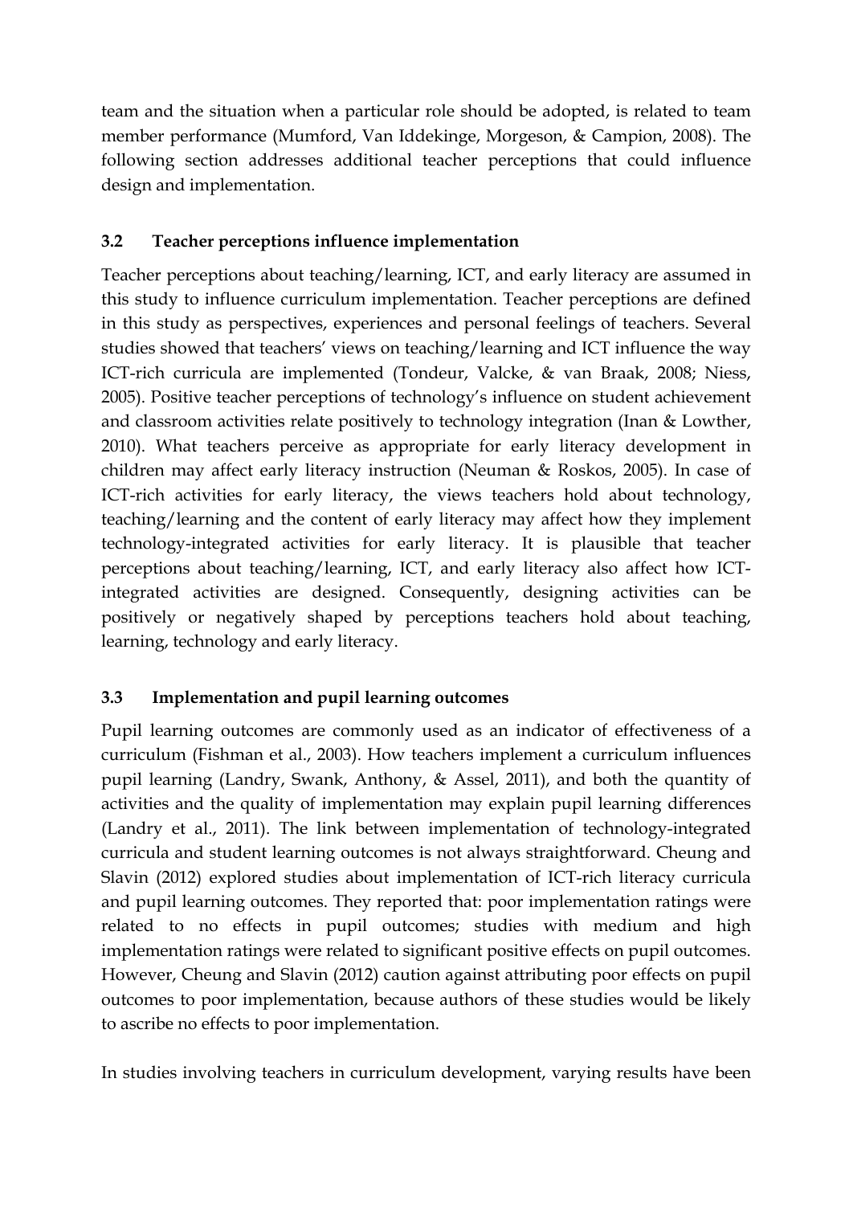team and the situation when a particular role should be adopted, is related to team member performance (Mumford, Van Iddekinge, Morgeson, & Campion, 2008). The following section addresses additional teacher perceptions that could influence design and implementation.

### 3.2 Teacher perceptions influence implementation

Teacher perceptions about teaching/learning, ICT, and early literacy are assumed in this study to influence curriculum implementation. Teacher perceptions are defined in this study as perspectives, experiences and personal feelings of teachers. Several studies showed that teachers' views on teaching/learning and ICT influence the way ICT-rich curricula are implemented (Tondeur, Valcke, & van Braak, 2008; Niess, 2005). Positive teacher perceptions of technology's influence on student achievement and classroom activities relate positively to technology integration (Inan & Lowther, 2010). What teachers perceive as appropriate for early literacy development in children may affect early literacy instruction (Neuman & Roskos, 2005). In case of ICT-rich activities for early literacy, the views teachers hold about technology, teaching/learning and the content of early literacy may affect how they implement technology-integrated activities for early literacy. It is plausible that teacher perceptions about teaching/learning, ICT, and early literacy also affect how ICT-integrated activities are designed. Consequently, designing activities can be positively or negatively shaped by perceptions teachers hold about teaching, learning, technology and early literacy.

### 3.3 Implementation and pupil learning outcomes

Pupil learning outcomes are commonly used as an indicator of effectiveness of a curriculum (Fishman et al., 2003). How teachers implement a curriculum influences pupil learning (Landry, Swank, Anthony, & Assel, 2011), and both the quantity of activities and the quality of implementation may explain pupil learning differences (Landry et al., 2011). The link between implementation of technology-integrated curricula and student learning outcomes is not always straightforward. Cheung and Slavin (2012) explored studies about implementation of ICT-rich literacy curricula and pupil learning outcomes. They reported that: poor implementation ratings were related to no effects in pupil outcomes; studies with medium and high implementation ratings were related to significant positive effects on pupil outcomes. However, Cheung and Slavin (2012) caution against attributing poor effects on pupil outcomes to poor implementation, because authors of these studies would be likely to ascribe no effects to poor implementation.

In studies involving teachers in curriculum development, varying results have been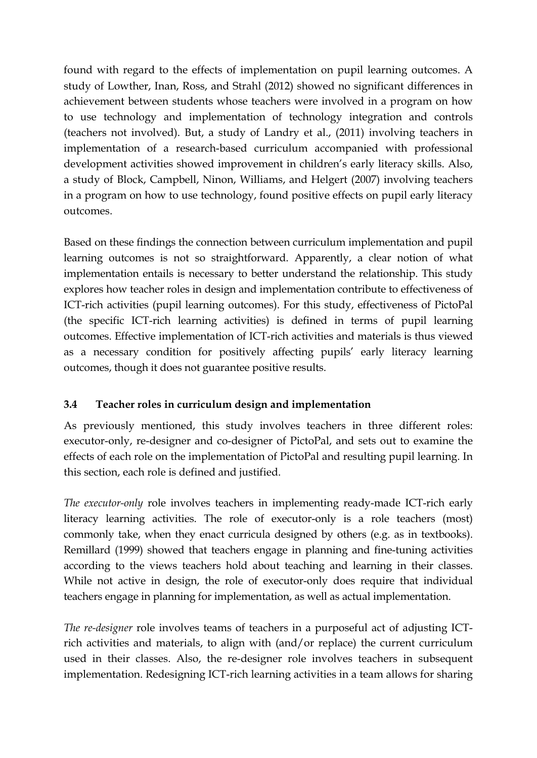found with regard to the effects of implementation on pupil learning outcomes. A study of Lowther, Inan, Ross, and Strahl (2012) showed no significant differences in achievement between students whose teachers were involved in a program on how to use technology and implementation of technology integration and controls (teachers not involved). But, a study of Landry et al., (2011) involving teachers in implementation of a research-based curriculum accompanied with professional development activities showed improvement in children's early literacy skills. Also, a study of Block, Campbell, Ninon, Williams, and Helgert (2007) involving teachers in a program on how to use technology, found positive effects on pupil early literacy outcomes.

Based on these findings the connection between curriculum implementation and pupil learning outcomes is not so straightforward. Apparently, a clear notion of what implementation entails is necessary to better understand the relationship. This study explores how teacher roles in design and implementation contribute to effectiveness of ICT-rich activities (pupil learning outcomes). For this study, effectiveness of PictoPal (the specific ICT-rich learning activities) is defined in terms of pupil learning outcomes. Effective implementation of ICT-rich activities and materials is thus viewed as a necessary condition for positively affecting pupils' early literacy learning outcomes, though it does not guarantee positive results.

### 3.4 Teacher roles in curriculum design and implementation

As previously mentioned, this study involves teachers in three different roles: executor-only, re-designer and co-designer of PictoPal, and sets out to examine the effects of each role on the implementation of PictoPal and resulting pupil learning. In this section, each role is defined and justified.

*The executor-only* role involves teachers in implementing ready-made ICT-rich early literacy learning activities. The role of executor-only is a role teachers (most) commonly take, when they enact curricula designed by others (e.g. as in textbooks). Remillard (1999) showed that teachers engage in planning and fine-tuning activities according to the views teachers hold about teaching and learning in their classes. While not active in design, the role of executor-only does require that individual teachers engage in planning for implementation, as well as actual implementation.

*The re-designer* role involves teams of teachers in a purposeful act of adjusting ICT-rich activities and materials, to align with (and/or replace) the current curriculum used in their classes. Also, the re-designer role involves teachers in subsequent implementation. Redesigning ICT-rich learning activities in a team allows for sharing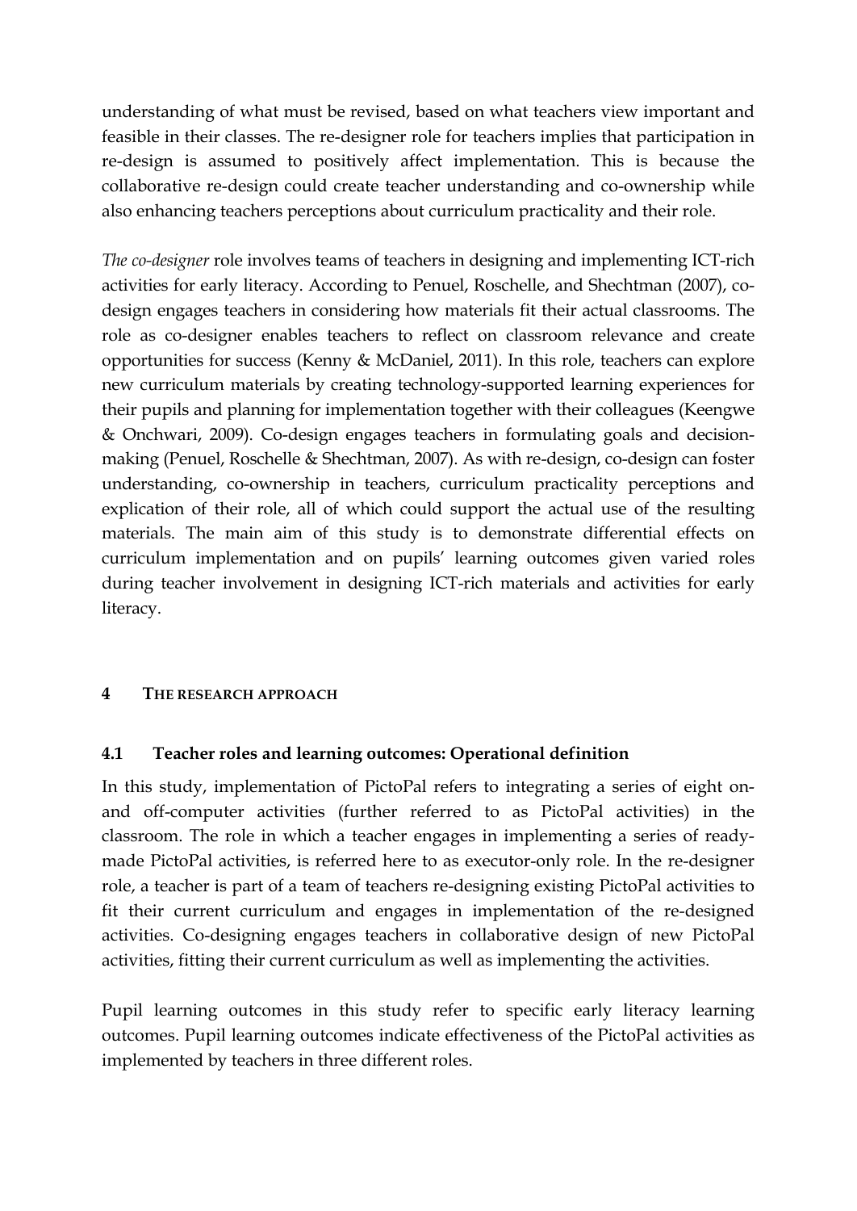understanding of what must be revised, based on what teachers view important and feasible in their classes. The re-designer role for teachers implies that participation in re-design is assumed to positively affect implementation. This is because the collaborative re-design could create teacher understanding and co-ownership while also enhancing teachers perceptions about curriculum practicality and their role.

*The co-designer* role involves teams of teachers in designing and implementing ICT-rich activities for early literacy. According to Penuel, Roschelle, and Shechtman (2007), co-design engages teachers in considering how materials fit their actual classrooms. The role as co-designer enables teachers to reflect on classroom relevance and create opportunities for success (Kenny & McDaniel, 2011). In this role, teachers can explore new curriculum materials by creating technology-supported learning experiences for their pupils and planning for implementation together with their colleagues (Keengwe & Onchwari, 2009). Co-design engages teachers in formulating goals and decision-making (Penuel, Roschelle & Shechtman, 2007). As with re-design, co-design can foster understanding, co-ownership in teachers, curriculum practicality perceptions and explication of their role, all of which could support the actual use of the resulting materials. The main aim of this study is to demonstrate differential effects on curriculum implementation and on pupils' learning outcomes given varied roles during teacher involvement in designing ICT-rich materials and activities for early literacy.

## 4 THE RESEARCH APPROACH

### 4.1 Teacher roles and learning outcomes: Operational definition

In this study, implementation of PictoPal refers to integrating a series of eight on- and off-computer activities (further referred to as PictoPal activities) in the classroom. The role in which a teacher engages in implementing a series of ready-made PictoPal activities, is referred here to as executor-only role. In the re-designer role, a teacher is part of a team of teachers re-designing existing PictoPal activities to fit their current curriculum and engages in implementation of the re-designed activities. Co-designing engages teachers in collaborative design of new PictoPal activities, fitting their current curriculum as well as implementing the activities.

Pupil learning outcomes in this study refer to specific early literacy learning outcomes. Pupil learning outcomes indicate effectiveness of the PictoPal activities as implemented by teachers in three different roles.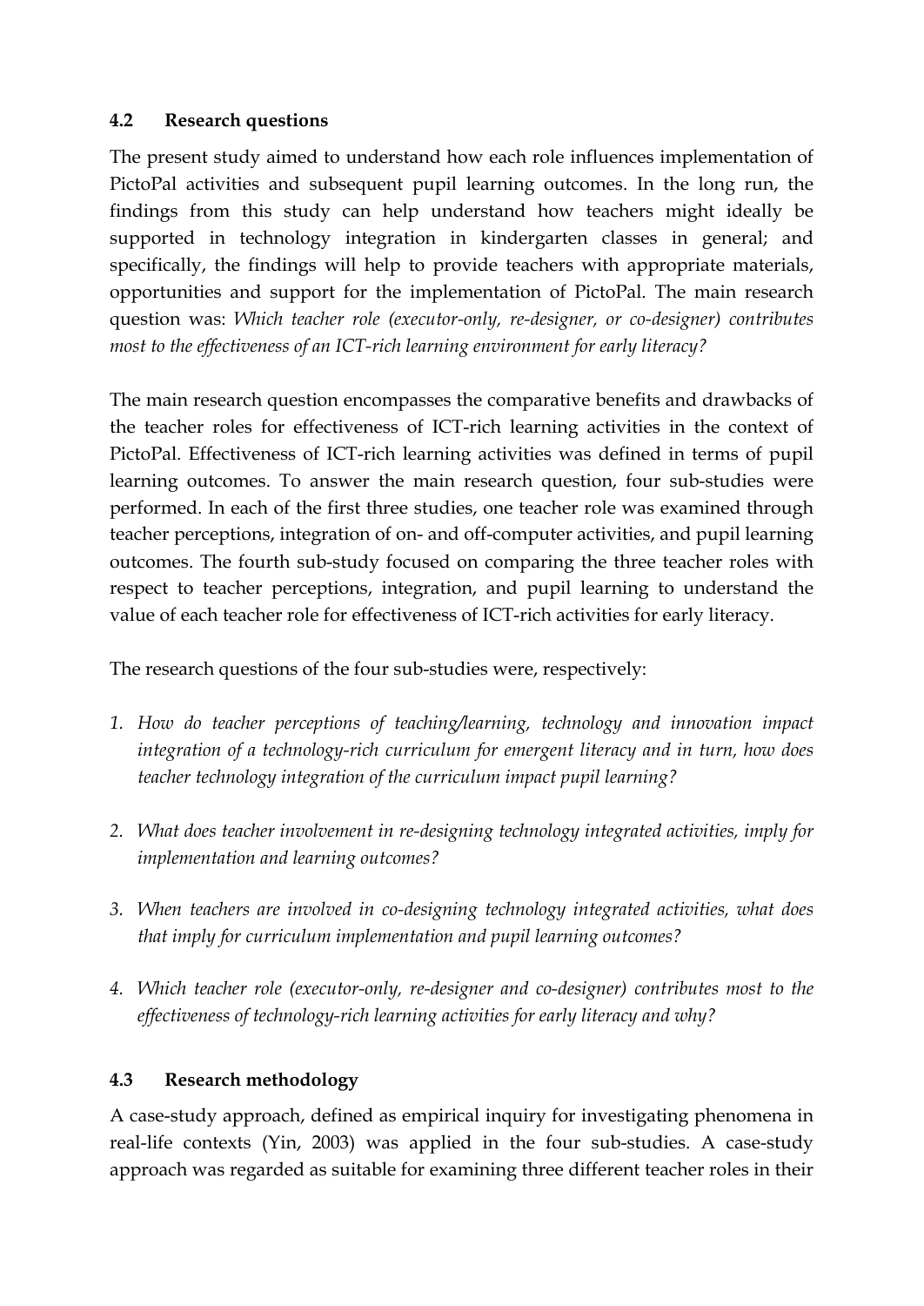### 4.2 Research questions

The present study aimed to understand how each role influences implementation of PictoPal activities and subsequent pupil learning outcomes. In the long run, the findings from this study can help understand how teachers might ideally be supported in technology integration in kindergarten classes in general; and specifically, the findings will help to provide teachers with appropriate materials, opportunities and support for the implementation of PictoPal. The main research question was: *Which teacher role (executor-only, re-designer, or co-designer) contributes most to the effectiveness of an ICT-rich learning environment for early literacy?*

The main research question encompasses the comparative benefits and drawbacks of the teacher roles for effectiveness of ICT-rich learning activities in the context of PictoPal. Effectiveness of ICT-rich learning activities was defined in terms of pupil learning outcomes. To answer the main research question, four sub-studies were performed. In each of the first three studies, one teacher role was examined through teacher perceptions, integration of on- and off-computer activities, and pupil learning outcomes. The fourth sub-study focused on comparing the three teacher roles with respect to teacher perceptions, integration, and pupil learning to understand the value of each teacher role for effectiveness of ICT-rich activities for early literacy.

The research questions of the four sub-studies were, respectively:

1. *How do teacher perceptions of teaching/learning, technology and innovation impact integration of a technology-rich curriculum for emergent literacy and in turn, how does teacher technology integration of the curriculum impact pupil learning?*

2. *What does teacher involvement in re-designing technology integrated activities, imply for implementation and learning outcomes?*

3. *When teachers are involved in co-designing technology integrated activities, what does that imply for curriculum implementation and pupil learning outcomes?*

4. *Which teacher role (executor-only, re-designer and co-designer) contributes most to the effectiveness of technology-rich learning activities for early literacy and why?*

### 4.3 Research methodology

A case-study approach, defined as empirical inquiry for investigating phenomena in real-life contexts (Yin, 2003) was applied in the four sub-studies. A case-study approach was regarded as suitable for examining three different teacher roles in their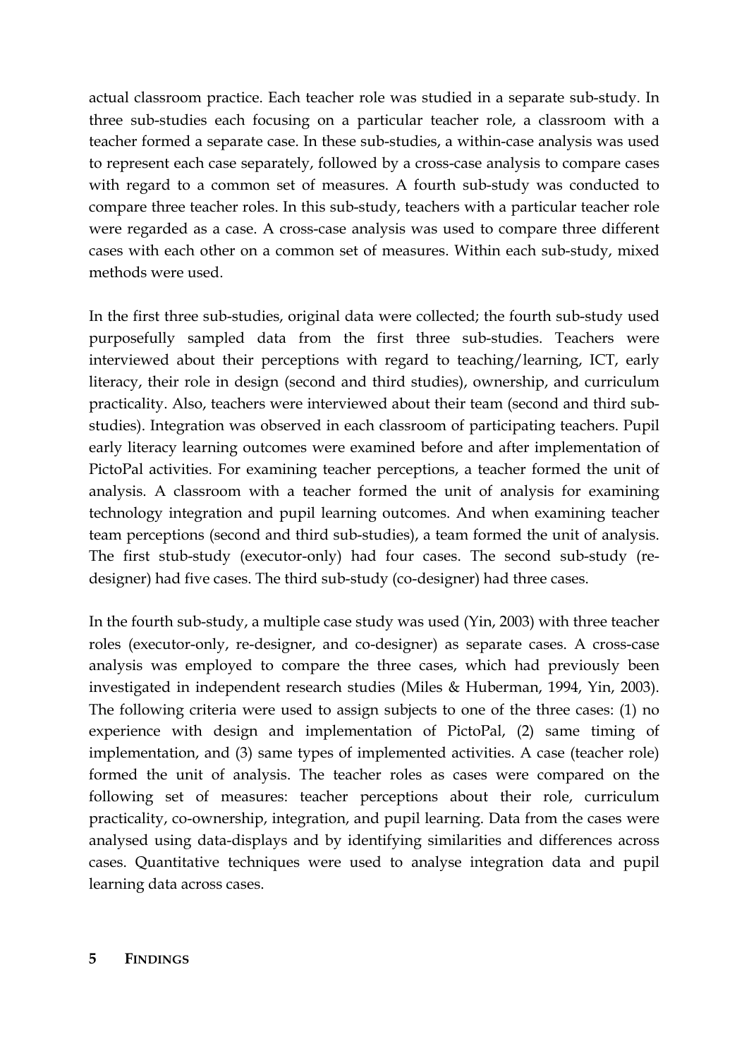actual classroom practice. Each teacher role was studied in a separate sub-study. In three sub-studies each focusing on a particular teacher role, a classroom with a teacher formed a separate case. In these sub-studies, a within-case analysis was used to represent each case separately, followed by a cross-case analysis to compare cases with regard to a common set of measures. A fourth sub-study was conducted to compare three teacher roles. In this sub-study, teachers with a particular teacher role were regarded as a case. A cross-case analysis was used to compare three different cases with each other on a common set of measures. Within each sub-study, mixed methods were used.

In the first three sub-studies, original data were collected; the fourth sub-study used purposefully sampled data from the first three sub-studies. Teachers were interviewed about their perceptions with regard to teaching/learning, ICT, early literacy, their role in design (second and third studies), ownership, and curriculum practicality. Also, teachers were interviewed about their team (second and third sub-studies). Integration was observed in each classroom of participating teachers. Pupil early literacy learning outcomes were examined before and after implementation of PictoPal activities. For examining teacher perceptions, a teacher formed the unit of analysis. A classroom with a teacher formed the unit of analysis for examining technology integration and pupil learning outcomes. And when examining teacher team perceptions (second and third sub-studies), a team formed the unit of analysis. The first stub-study (executor-only) had four cases. The second sub-study (re-designer) had five cases. The third sub-study (co-designer) had three cases.

In the fourth sub-study, a multiple case study was used (Yin, 2003) with three teacher roles (executor-only, re-designer, and co-designer) as separate cases. A cross-case analysis was employed to compare the three cases, which had previously been investigated in independent research studies (Miles & Huberman, 1994, Yin, 2003). The following criteria were used to assign subjects to one of the three cases: (1) no experience with design and implementation of PictoPal, (2) same timing of implementation, and (3) same types of implemented activities. A case (teacher role) formed the unit of analysis. The teacher roles as cases were compared on the following set of measures: teacher perceptions about their role, curriculum practicality, co-ownership, integration, and pupil learning. Data from the cases were analysed using data-displays and by identifying similarities and differences across cases. Quantitative techniques were used to analyse integration data and pupil learning data across cases.

## 5 FINDINGS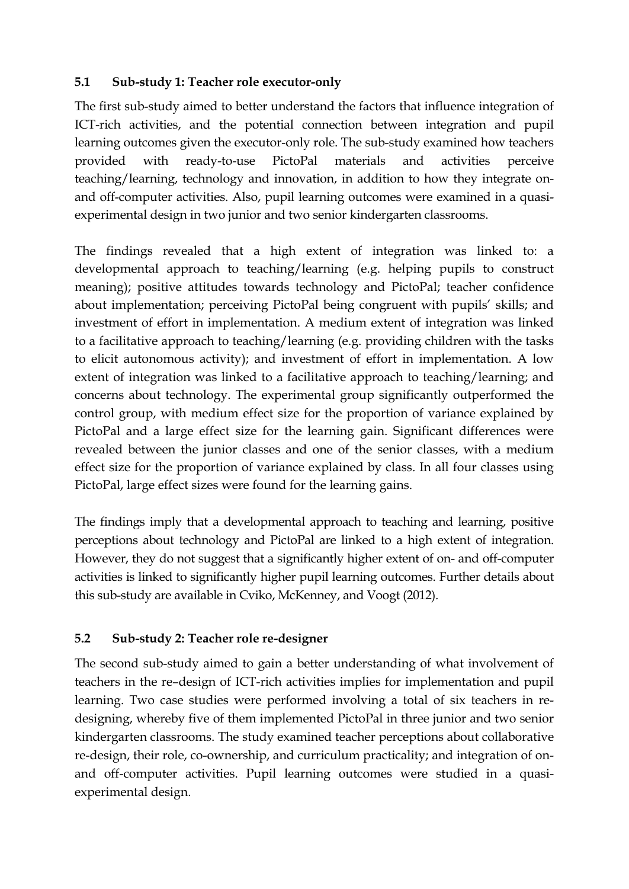### 5.1 Sub-study 1: Teacher role executor-only

The first sub-study aimed to better understand the factors that influence integration of ICT-rich activities, and the potential connection between integration and pupil learning outcomes given the executor-only role. The sub-study examined how teachers provided with ready-to-use PictoPal materials and activities perceive teaching/learning, technology and innovation, in addition to how they integrate on- and off-computer activities. Also, pupil learning outcomes were examined in a quasi-experimental design in two junior and two senior kindergarten classrooms.

The findings revealed that a high extent of integration was linked to: a developmental approach to teaching/learning (e.g. helping pupils to construct meaning); positive attitudes towards technology and PictoPal; teacher confidence about implementation; perceiving PictoPal being congruent with pupils' skills; and investment of effort in implementation. A medium extent of integration was linked to a facilitative approach to teaching/learning (e.g. providing children with the tasks to elicit autonomous activity); and investment of effort in implementation. A low extent of integration was linked to a facilitative approach to teaching/learning; and concerns about technology. The experimental group significantly outperformed the control group, with medium effect size for the proportion of variance explained by PictoPal and a large effect size for the learning gain. Significant differences were revealed between the junior classes and one of the senior classes, with a medium effect size for the proportion of variance explained by class. In all four classes using PictoPal, large effect sizes were found for the learning gains.

The findings imply that a developmental approach to teaching and learning, positive perceptions about technology and PictoPal are linked to a high extent of integration. However, they do not suggest that a significantly higher extent of on- and off-computer activities is linked to significantly higher pupil learning outcomes. Further details about this sub-study are available in Cviko, McKenney, and Voogt (2012).

### 5.2 Sub-study 2: Teacher role re-designer

The second sub-study aimed to gain a better understanding of what involvement of teachers in the re–design of ICT-rich activities implies for implementation and pupil learning. Two case studies were performed involving a total of six teachers in re-designing, whereby five of them implemented PictoPal in three junior and two senior kindergarten classrooms. The study examined teacher perceptions about collaborative re-design, their role, co-ownership, and curriculum practicality; and integration of on- and off-computer activities. Pupil learning outcomes were studied in a quasi-experimental design.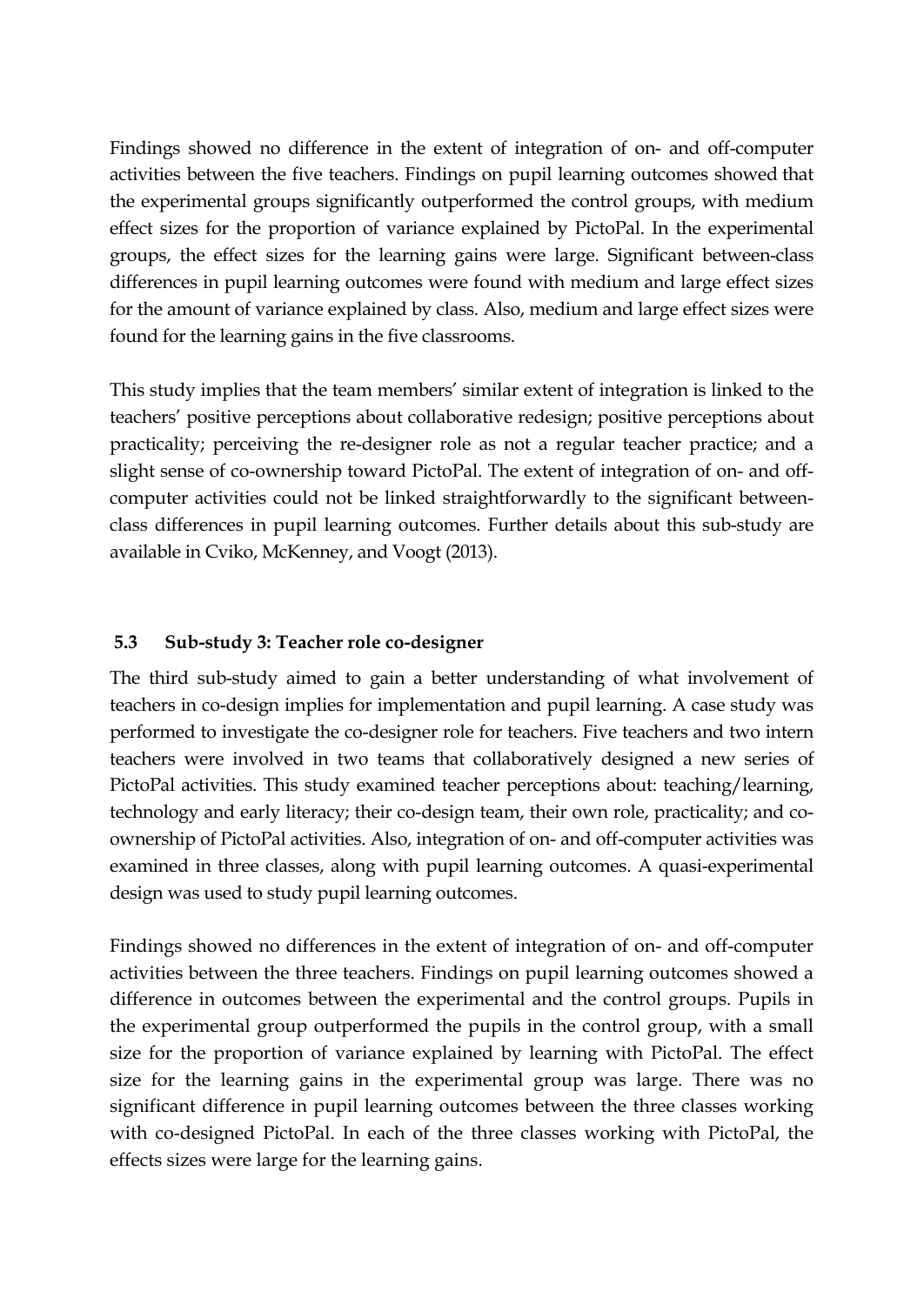Findings showed no difference in the extent of integration of on- and off-computer activities between the five teachers. Findings on pupil learning outcomes showed that the experimental groups significantly outperformed the control groups, with medium effect sizes for the proportion of variance explained by PictoPal. In the experimental groups, the effect sizes for the learning gains were large. Significant between-class differences in pupil learning outcomes were found with medium and large effect sizes for the amount of variance explained by class. Also, medium and large effect sizes were found for the learning gains in the five classrooms.

This study implies that the team members' similar extent of integration is linked to the teachers' positive perceptions about collaborative redesign; positive perceptions about practicality; perceiving the re-designer role as not a regular teacher practice; and a slight sense of co-ownership toward PictoPal. The extent of integration of on- and off-computer activities could not be linked straightforwardly to the significant between-class differences in pupil learning outcomes. Further details about this sub-study are available in Cviko, McKenney, and Voogt (2013).

### 5.3 Sub-study 3: Teacher role co-designer

The third sub-study aimed to gain a better understanding of what involvement of teachers in co-design implies for implementation and pupil learning. A case study was performed to investigate the co-designer role for teachers. Five teachers and two intern teachers were involved in two teams that collaboratively designed a new series of PictoPal activities. This study examined teacher perceptions about: teaching/learning, technology and early literacy; their co-design team, their own role, practicality; and co-ownership of PictoPal activities. Also, integration of on- and off-computer activities was examined in three classes, along with pupil learning outcomes. A quasi-experimental design was used to study pupil learning outcomes.

Findings showed no differences in the extent of integration of on- and off-computer activities between the three teachers. Findings on pupil learning outcomes showed a difference in outcomes between the experimental and the control groups. Pupils in the experimental group outperformed the pupils in the control group, with a small size for the proportion of variance explained by learning with PictoPal. The effect size for the learning gains in the experimental group was large. There was no significant difference in pupil learning outcomes between the three classes working with co-designed PictoPal. In each of the three classes working with PictoPal, the effects sizes were large for the learning gains.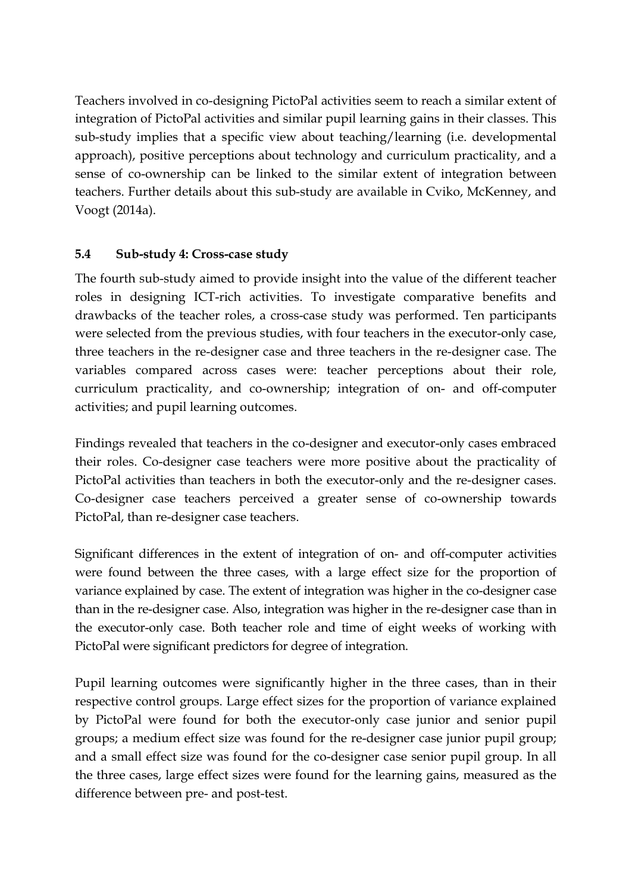Teachers involved in co-designing PictoPal activities seem to reach a similar extent of integration of PictoPal activities and similar pupil learning gains in their classes. This sub-study implies that a specific view about teaching/learning (i.e. developmental approach), positive perceptions about technology and curriculum practicality, and a sense of co-ownership can be linked to the similar extent of integration between teachers. Further details about this sub-study are available in Cviko, McKenney, and Voogt (2014a).

### 5.4 Sub-study 4: Cross-case study

The fourth sub-study aimed to provide insight into the value of the different teacher roles in designing ICT-rich activities. To investigate comparative benefits and drawbacks of the teacher roles, a cross-case study was performed. Ten participants were selected from the previous studies, with four teachers in the executor-only case, three teachers in the re-designer case and three teachers in the re-designer case. The variables compared across cases were: teacher perceptions about their role, curriculum practicality, and co-ownership; integration of on- and off-computer activities; and pupil learning outcomes.

Findings revealed that teachers in the co-designer and executor-only cases embraced their roles. Co-designer case teachers were more positive about the practicality of PictoPal activities than teachers in both the executor-only and the re-designer cases. Co-designer case teachers perceived a greater sense of co-ownership towards PictoPal, than re-designer case teachers.

Significant differences in the extent of integration of on- and off-computer activities were found between the three cases, with a large effect size for the proportion of variance explained by case. The extent of integration was higher in the co-designer case than in the re-designer case. Also, integration was higher in the re-designer case than in the executor-only case. Both teacher role and time of eight weeks of working with PictoPal were significant predictors for degree of integration.

Pupil learning outcomes were significantly higher in the three cases, than in their respective control groups. Large effect sizes for the proportion of variance explained by PictoPal were found for both the executor-only case junior and senior pupil groups; a medium effect size was found for the re-designer case junior pupil group; and a small effect size was found for the co-designer case senior pupil group. In all the three cases, large effect sizes were found for the learning gains, measured as the difference between pre- and post-test.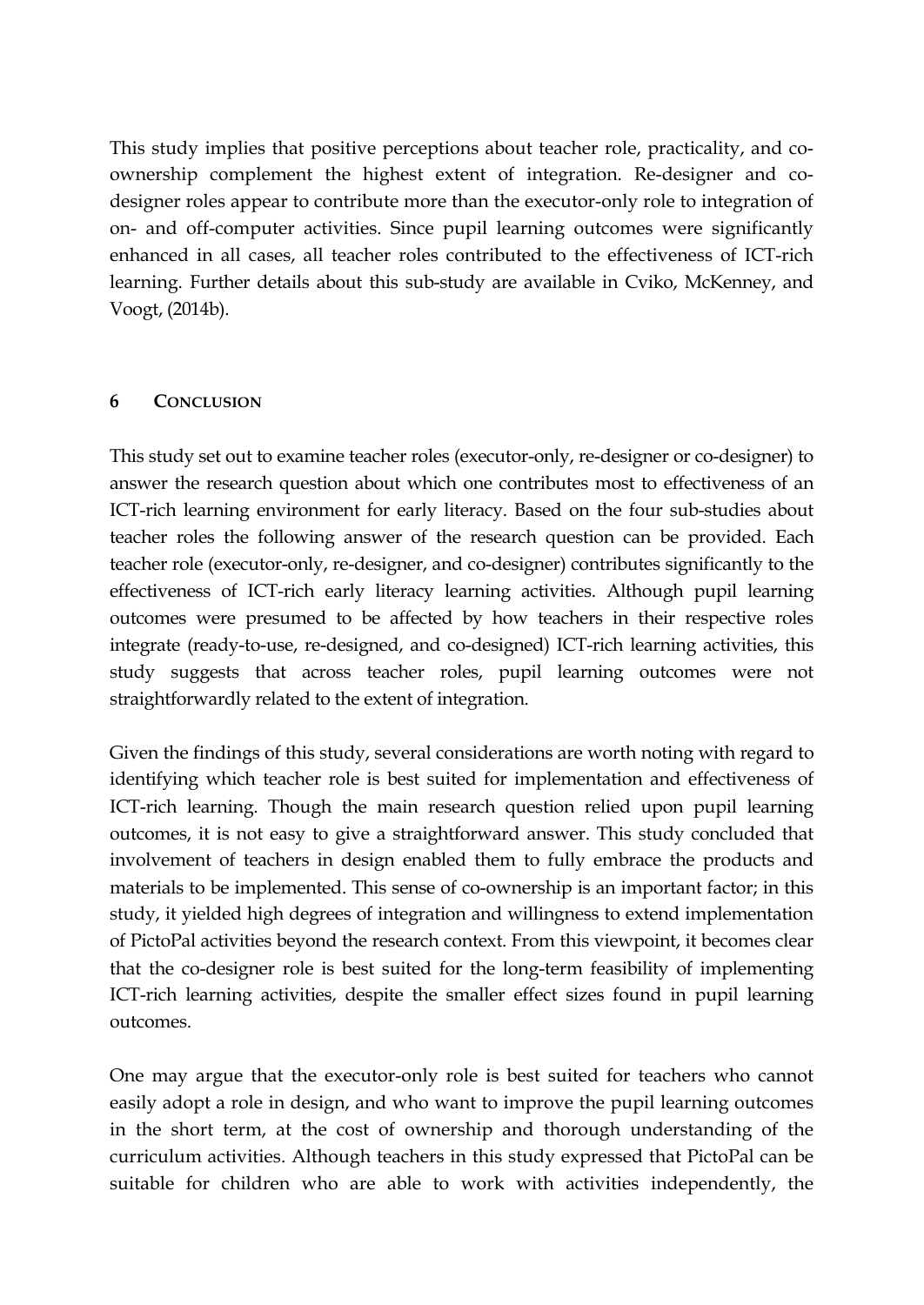This study implies that positive perceptions about teacher role, practicality, and co-ownership complement the highest extent of integration. Re-designer and co-designer roles appear to contribute more than the executor-only role to integration of on- and off-computer activities. Since pupil learning outcomes were significantly enhanced in all cases, all teacher roles contributed to the effectiveness of ICT-rich learning. Further details about this sub-study are available in Cviko, McKenney, and Voogt, (2014b).

## 6 CONCLUSION

This study set out to examine teacher roles (executor-only, re-designer or co-designer) to answer the research question about which one contributes most to effectiveness of an ICT-rich learning environment for early literacy. Based on the four sub-studies about teacher roles the following answer of the research question can be provided. Each teacher role (executor-only, re-designer, and co-designer) contributes significantly to the effectiveness of ICT-rich early literacy learning activities. Although pupil learning outcomes were presumed to be affected by how teachers in their respective roles integrate (ready-to-use, re-designed, and co-designed) ICT-rich learning activities, this study suggests that across teacher roles, pupil learning outcomes were not straightforwardly related to the extent of integration.

Given the findings of this study, several considerations are worth noting with regard to identifying which teacher role is best suited for implementation and effectiveness of ICT-rich learning. Though the main research question relied upon pupil learning outcomes, it is not easy to give a straightforward answer. This study concluded that involvement of teachers in design enabled them to fully embrace the products and materials to be implemented. This sense of co-ownership is an important factor; in this study, it yielded high degrees of integration and willingness to extend implementation of PictoPal activities beyond the research context. From this viewpoint, it becomes clear that the co-designer role is best suited for the long-term feasibility of implementing ICT-rich learning activities, despite the smaller effect sizes found in pupil learning outcomes.

One may argue that the executor-only role is best suited for teachers who cannot easily adopt a role in design, and who want to improve the pupil learning outcomes in the short term, at the cost of ownership and thorough understanding of the curriculum activities. Although teachers in this study expressed that PictoPal can be suitable for children who are able to work with activities independently, the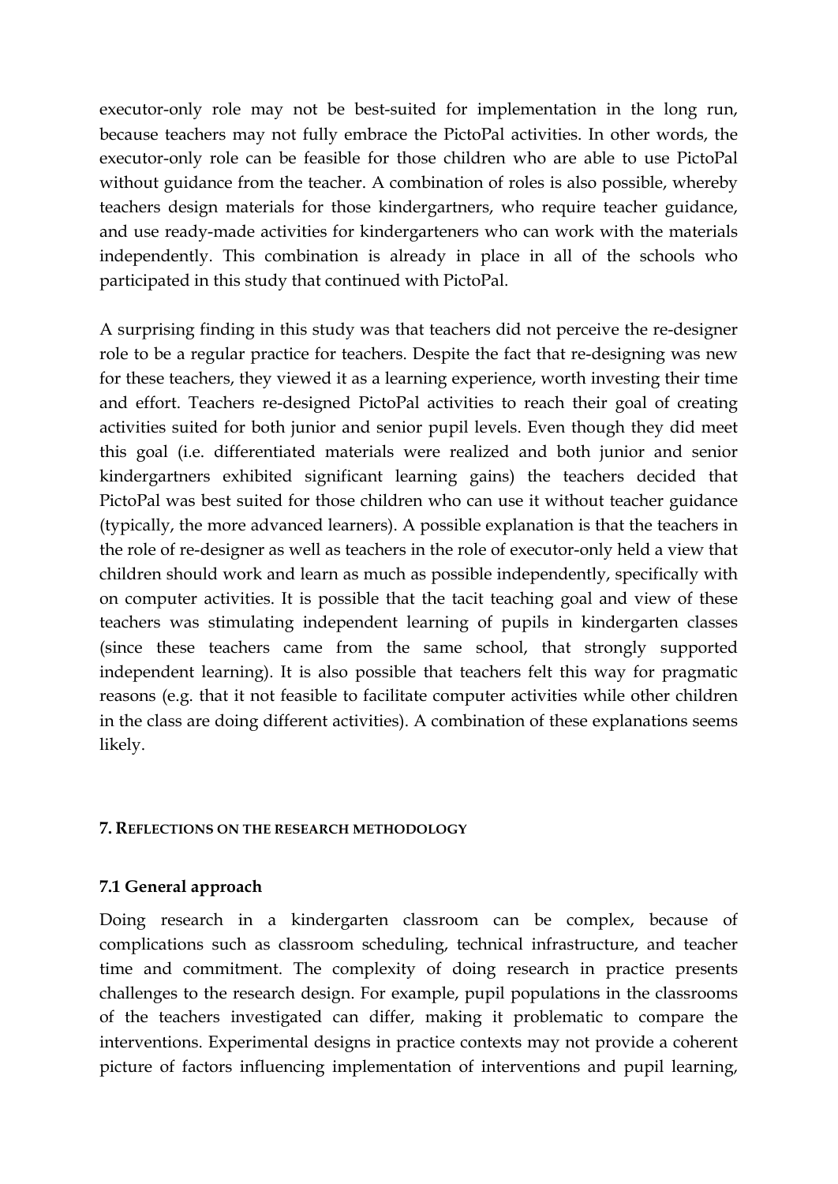executor-only role may not be best-suited for implementation in the long run, because teachers may not fully embrace the PictoPal activities. In other words, the executor-only role can be feasible for those children who are able to use PictoPal without guidance from the teacher. A combination of roles is also possible, whereby teachers design materials for those kindergartners, who require teacher guidance, and use ready-made activities for kindergarteners who can work with the materials independently. This combination is already in place in all of the schools who participated in this study that continued with PictoPal.

A surprising finding in this study was that teachers did not perceive the re-designer role to be a regular practice for teachers. Despite the fact that re-designing was new for these teachers, they viewed it as a learning experience, worth investing their time and effort. Teachers re-designed PictoPal activities to reach their goal of creating activities suited for both junior and senior pupil levels. Even though they did meet this goal (i.e. differentiated materials were realized and both junior and senior kindergartners exhibited significant learning gains) the teachers decided that PictoPal was best suited for those children who can use it without teacher guidance (typically, the more advanced learners). A possible explanation is that the teachers in the role of re-designer as well as teachers in the role of executor-only held a view that children should work and learn as much as possible independently, specifically with on computer activities. It is possible that the tacit teaching goal and view of these teachers was stimulating independent learning of pupils in kindergarten classes (since these teachers came from the same school, that strongly supported independent learning). It is also possible that teachers felt this way for pragmatic reasons (e.g. that it not feasible to facilitate computer activities while other children in the class are doing different activities). A combination of these explanations seems likely.

## 7. Reflections on the research methodology

### 7.1 General approach

Doing research in a kindergarten classroom can be complex, because of complications such as classroom scheduling, technical infrastructure, and teacher time and commitment. The complexity of doing research in practice presents challenges to the research design. For example, pupil populations in the classrooms of the teachers investigated can differ, making it problematic to compare the interventions. Experimental designs in practice contexts may not provide a coherent picture of factors influencing implementation of interventions and pupil learning,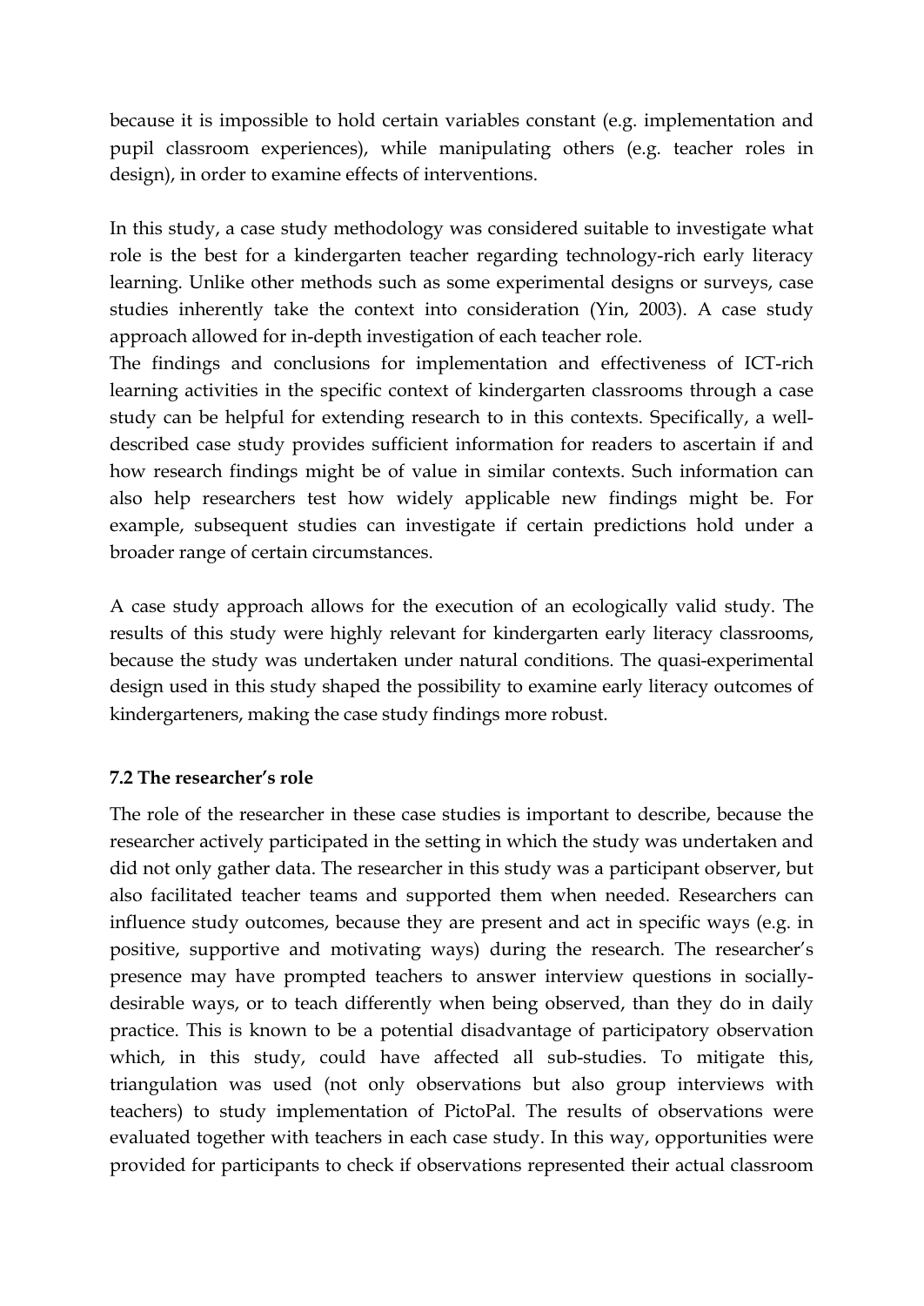because it is impossible to hold certain variables constant (e.g. implementation and pupil classroom experiences), while manipulating others (e.g. teacher roles in design), in order to examine effects of interventions.

In this study, a case study methodology was considered suitable to investigate what role is the best for a kindergarten teacher regarding technology-rich early literacy learning. Unlike other methods such as some experimental designs or surveys, case studies inherently take the context into consideration (Yin, 2003). A case study approach allowed for in-depth investigation of each teacher role.

The findings and conclusions for implementation and effectiveness of ICT-rich learning activities in the specific context of kindergarten classrooms through a case study can be helpful for extending research to in this contexts. Specifically, a well-described case study provides sufficient information for readers to ascertain if and how research findings might be of value in similar contexts. Such information can also help researchers test how widely applicable new findings might be. For example, subsequent studies can investigate if certain predictions hold under a broader range of certain circumstances.

A case study approach allows for the execution of an ecologically valid study. The results of this study were highly relevant for kindergarten early literacy classrooms, because the study was undertaken under natural conditions. The quasi-experimental design used in this study shaped the possibility to examine early literacy outcomes of kindergarteners, making the case study findings more robust.

### 7.2 The researcher's role

The role of the researcher in these case studies is important to describe, because the researcher actively participated in the setting in which the study was undertaken and did not only gather data. The researcher in this study was a participant observer, but also facilitated teacher teams and supported them when needed. Researchers can influence study outcomes, because they are present and act in specific ways (e.g. in positive, supportive and motivating ways) during the research. The researcher's presence may have prompted teachers to answer interview questions in socially-desirable ways, or to teach differently when being observed, than they do in daily practice. This is known to be a potential disadvantage of participatory observation which, in this study, could have affected all sub-studies. To mitigate this, triangulation was used (not only observations but also group interviews with teachers) to study implementation of PictoPal. The results of observations were evaluated together with teachers in each case study. In this way, opportunities were provided for participants to check if observations represented their actual classroom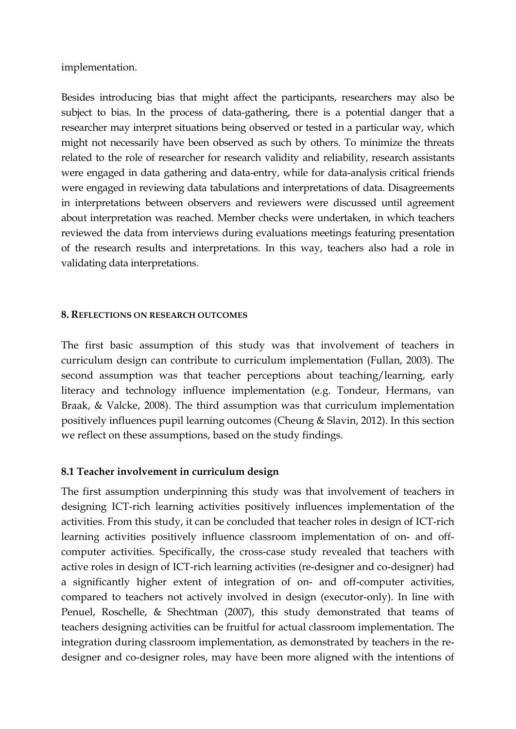implementation.

Besides introducing bias that might affect the participants, researchers may also be subject to bias. In the process of data-gathering, there is a potential danger that a researcher may interpret situations being observed or tested in a particular way, which might not necessarily have been observed as such by others. To minimize the threats related to the role of researcher for research validity and reliability, research assistants were engaged in data gathering and data-entry, while for data-analysis critical friends were engaged in reviewing data tabulations and interpretations of data. Disagreements in interpretations between observers and reviewers were discussed until agreement about interpretation was reached. Member checks were undertaken, in which teachers reviewed the data from interviews during evaluations meetings featuring presentation of the research results and interpretations. In this way, teachers also had a role in validating data interpretations.

## 8. REFLECTIONS ON RESEARCH OUTCOMES

The first basic assumption of this study was that involvement of teachers in curriculum design can contribute to curriculum implementation (Fullan, 2003). The second assumption was that teacher perceptions about teaching/learning, early literacy and technology influence implementation (e.g. Tondeur, Hermans, van Braak, & Valcke, 2008). The third assumption was that curriculum implementation positively influences pupil learning outcomes (Cheung & Slavin, 2012). In this section we reflect on these assumptions, based on the study findings.

### 8.1 Teacher involvement in curriculum design

The first assumption underpinning this study was that involvement of teachers in designing ICT-rich learning activities positively influences implementation of the activities. From this study, it can be concluded that teacher roles in design of ICT-rich learning activities positively influence classroom implementation of on- and off-computer activities. Specifically, the cross-case study revealed that teachers with active roles in design of ICT-rich learning activities (re-designer and co-designer) had a significantly higher extent of integration of on- and off-computer activities, compared to teachers not actively involved in design (executor-only). In line with Penuel, Roschelle, & Shechtman (2007), this study demonstrated that teams of teachers designing activities can be fruitful for actual classroom implementation. The integration during classroom implementation, as demonstrated by teachers in the re-designer and co-designer roles, may have been more aligned with the intentions of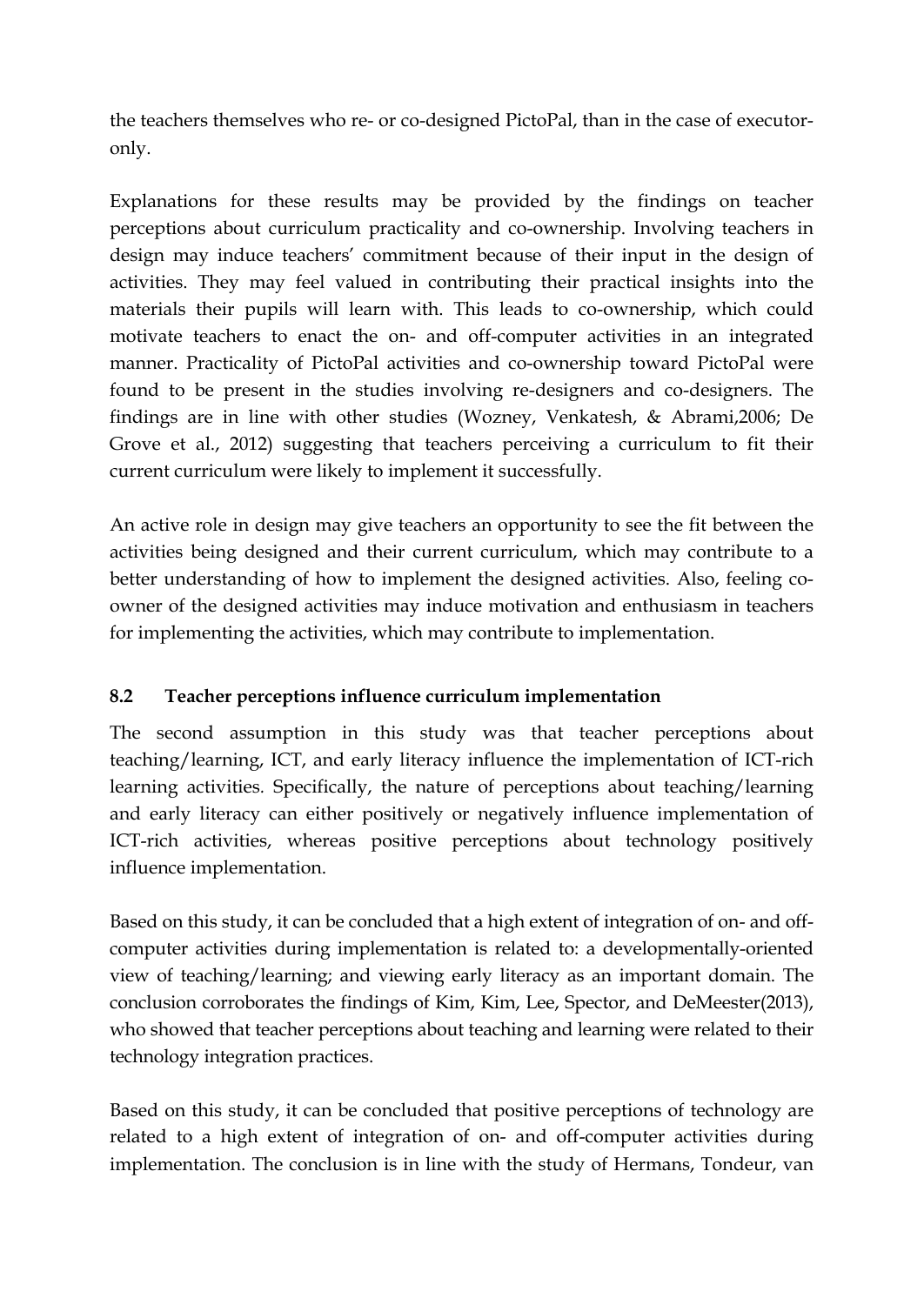the teachers themselves who re- or co-designed PictoPal, than in the case of executor-only.

Explanations for these results may be provided by the findings on teacher perceptions about curriculum practicality and co-ownership. Involving teachers in design may induce teachers' commitment because of their input in the design of activities. They may feel valued in contributing their practical insights into the materials their pupils will learn with. This leads to co-ownership, which could motivate teachers to enact the on- and off-computer activities in an integrated manner. Practicality of PictoPal activities and co-ownership toward PictoPal were found to be present in the studies involving re-designers and co-designers. The findings are in line with other studies (Wozney, Venkatesh, & Abrami,2006; De Grove et al., 2012) suggesting that teachers perceiving a curriculum to fit their current curriculum were likely to implement it successfully.

An active role in design may give teachers an opportunity to see the fit between the activities being designed and their current curriculum, which may contribute to a better understanding of how to implement the designed activities. Also, feeling co-owner of the designed activities may induce motivation and enthusiasm in teachers for implementing the activities, which may contribute to implementation.

## 8.2 Teacher perceptions influence curriculum implementation

The second assumption in this study was that teacher perceptions about teaching/learning, ICT, and early literacy influence the implementation of ICT-rich learning activities. Specifically, the nature of perceptions about teaching/learning and early literacy can either positively or negatively influence implementation of ICT-rich activities, whereas positive perceptions about technology positively influence implementation.

Based on this study, it can be concluded that a high extent of integration of on- and off-computer activities during implementation is related to: a developmentally-oriented view of teaching/learning; and viewing early literacy as an important domain. The conclusion corroborates the findings of Kim, Kim, Lee, Spector, and DeMeester(2013), who showed that teacher perceptions about teaching and learning were related to their technology integration practices.

Based on this study, it can be concluded that positive perceptions of technology are related to a high extent of integration of on- and off-computer activities during implementation. The conclusion is in line with the study of Hermans, Tondeur, van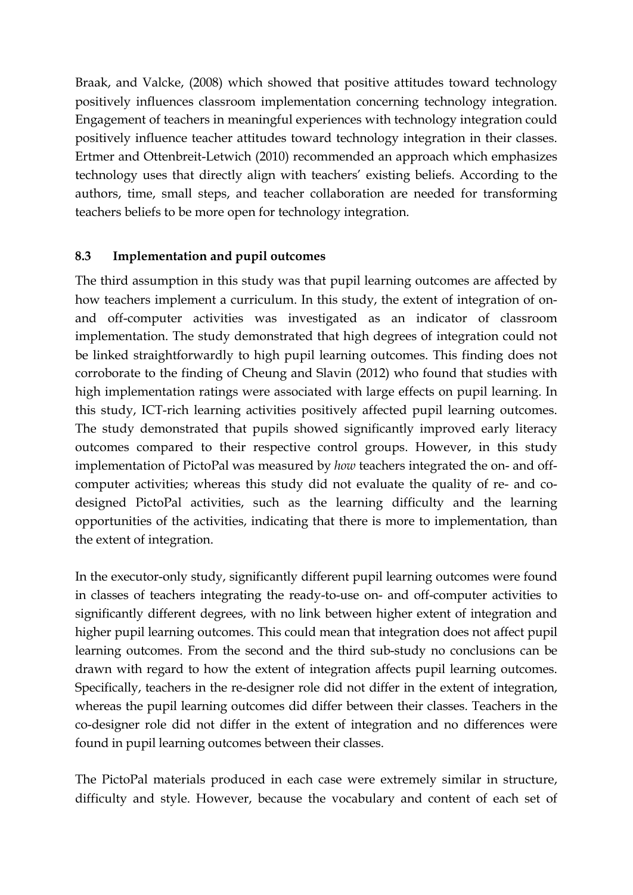Braak, and Valcke, (2008) which showed that positive attitudes toward technology positively influences classroom implementation concerning technology integration. Engagement of teachers in meaningful experiences with technology integration could positively influence teacher attitudes toward technology integration in their classes. Ertmer and Ottenbreit-Letwich (2010) recommended an approach which emphasizes technology uses that directly align with teachers' existing beliefs. According to the authors, time, small steps, and teacher collaboration are needed for transforming teachers beliefs to be more open for technology integration.

### 8.3 Implementation and pupil outcomes

The third assumption in this study was that pupil learning outcomes are affected by how teachers implement a curriculum. In this study, the extent of integration of on- and off-computer activities was investigated as an indicator of classroom implementation. The study demonstrated that high degrees of integration could not be linked straightforwardly to high pupil learning outcomes. This finding does not corroborate to the finding of Cheung and Slavin (2012) who found that studies with high implementation ratings were associated with large effects on pupil learning. In this study, ICT-rich learning activities positively affected pupil learning outcomes. The study demonstrated that pupils showed significantly improved early literacy outcomes compared to their respective control groups. However, in this study implementation of PictoPal was measured by *how* teachers integrated the on- and off-computer activities; whereas this study did not evaluate the quality of re- and co-designed PictoPal activities, such as the learning difficulty and the learning opportunities of the activities, indicating that there is more to implementation, than the extent of integration.

In the executor-only study, significantly different pupil learning outcomes were found in classes of teachers integrating the ready-to-use on- and off-computer activities to significantly different degrees, with no link between higher extent of integration and higher pupil learning outcomes. This could mean that integration does not affect pupil learning outcomes. From the second and the third sub-study no conclusions can be drawn with regard to how the extent of integration affects pupil learning outcomes. Specifically, teachers in the re-designer role did not differ in the extent of integration, whereas the pupil learning outcomes did differ between their classes. Teachers in the co-designer role did not differ in the extent of integration and no differences were found in pupil learning outcomes between their classes.

The PictoPal materials produced in each case were extremely similar in structure, difficulty and style. However, because the vocabulary and content of each set of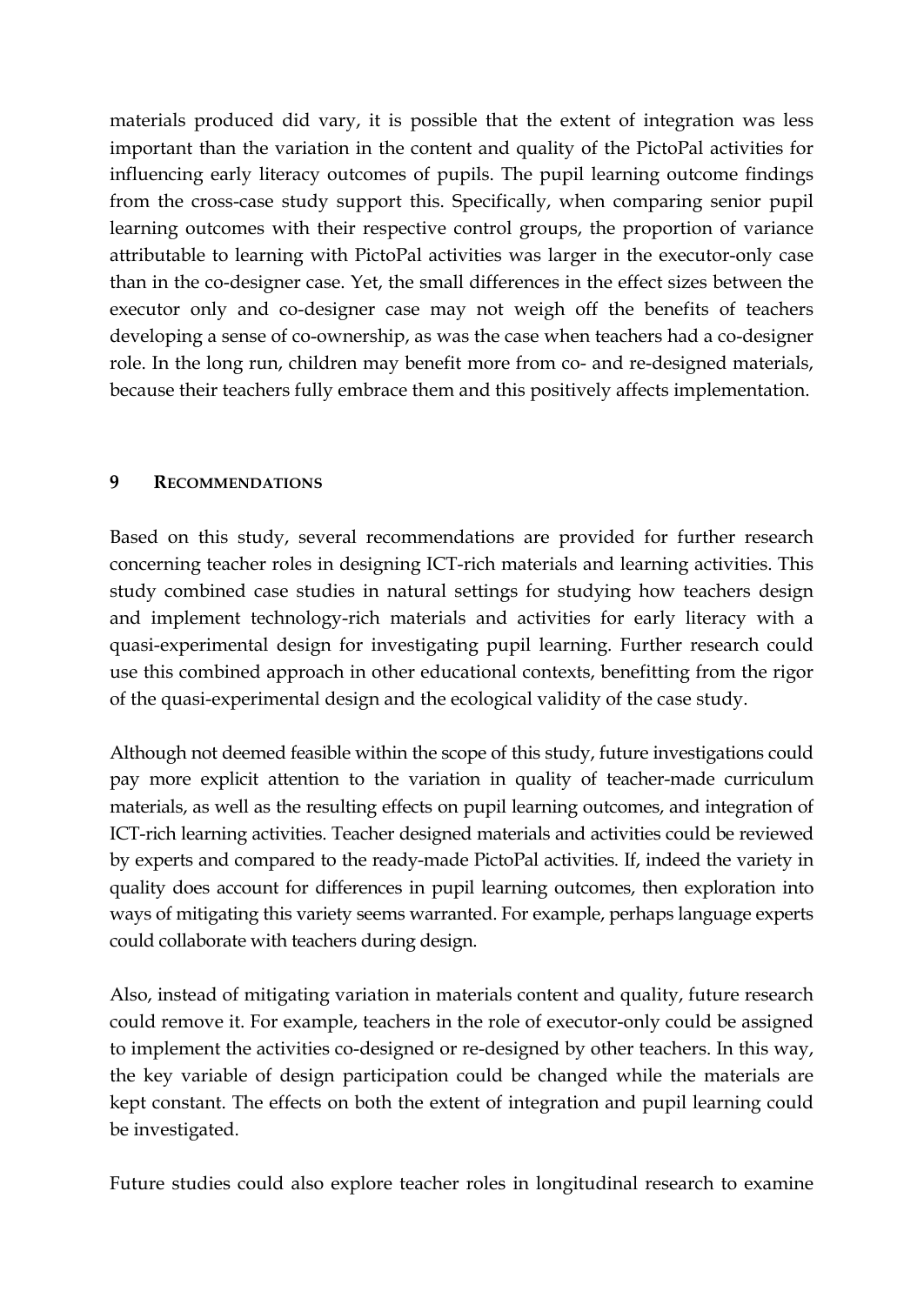materials produced did vary, it is possible that the extent of integration was less important than the variation in the content and quality of the PictoPal activities for influencing early literacy outcomes of pupils. The pupil learning outcome findings from the cross-case study support this. Specifically, when comparing senior pupil learning outcomes with their respective control groups, the proportion of variance attributable to learning with PictoPal activities was larger in the executor-only case than in the co-designer case. Yet, the small differences in the effect sizes between the executor only and co-designer case may not weigh off the benefits of teachers developing a sense of co-ownership, as was the case when teachers had a co-designer role. In the long run, children may benefit more from co- and re-designed materials, because their teachers fully embrace them and this positively affects implementation.

## 9 RECOMMENDATIONS

Based on this study, several recommendations are provided for further research concerning teacher roles in designing ICT-rich materials and learning activities. This study combined case studies in natural settings for studying how teachers design and implement technology-rich materials and activities for early literacy with a quasi-experimental design for investigating pupil learning. Further research could use this combined approach in other educational contexts, benefitting from the rigor of the quasi-experimental design and the ecological validity of the case study.

Although not deemed feasible within the scope of this study, future investigations could pay more explicit attention to the variation in quality of teacher-made curriculum materials, as well as the resulting effects on pupil learning outcomes, and integration of ICT-rich learning activities. Teacher designed materials and activities could be reviewed by experts and compared to the ready-made PictoPal activities. If, indeed the variety in quality does account for differences in pupil learning outcomes, then exploration into ways of mitigating this variety seems warranted. For example, perhaps language experts could collaborate with teachers during design.

Also, instead of mitigating variation in materials content and quality, future research could remove it. For example, teachers in the role of executor-only could be assigned to implement the activities co-designed or re-designed by other teachers. In this way, the key variable of design participation could be changed while the materials are kept constant. The effects on both the extent of integration and pupil learning could be investigated.

Future studies could also explore teacher roles in longitudinal research to examine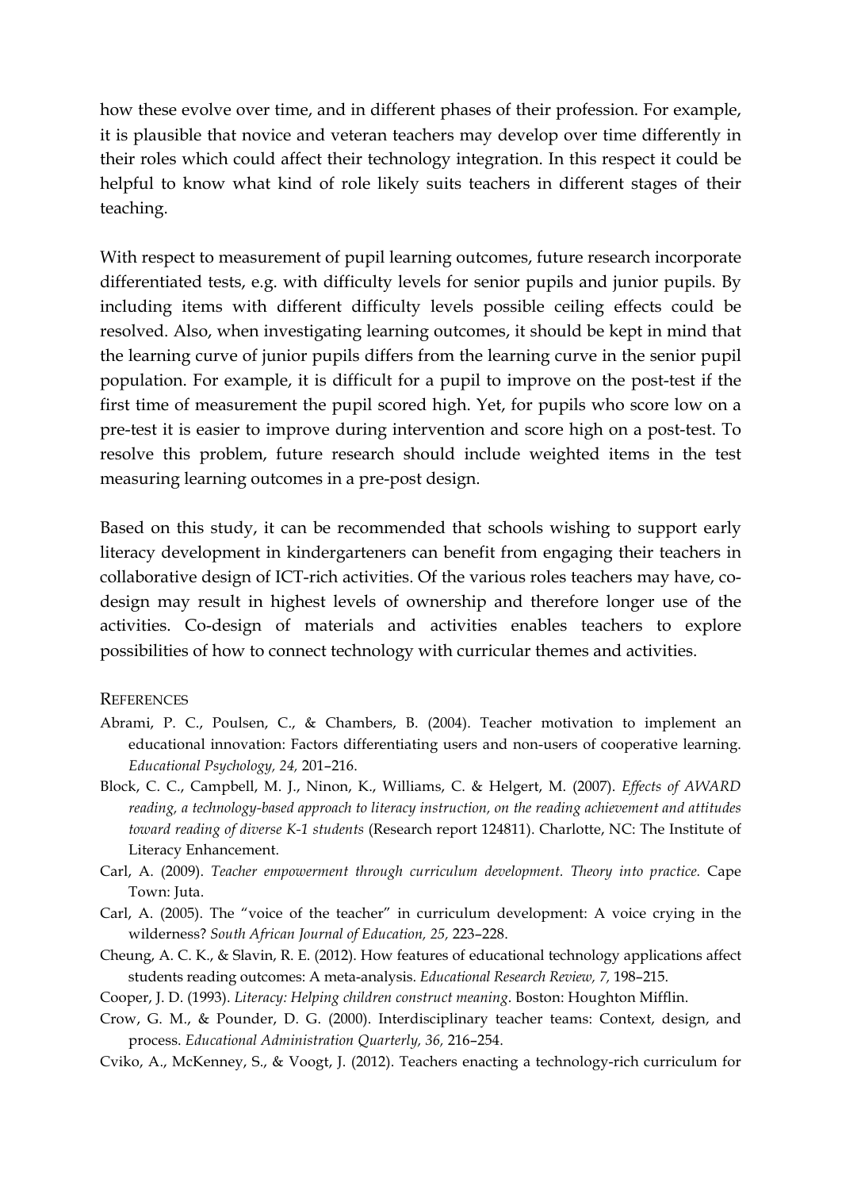how these evolve over time, and in different phases of their profession. For example, it is plausible that novice and veteran teachers may develop over time differently in their roles which could affect their technology integration. In this respect it could be helpful to know what kind of role likely suits teachers in different stages of their teaching.

With respect to measurement of pupil learning outcomes, future research incorporate differentiated tests, e.g. with difficulty levels for senior pupils and junior pupils. By including items with different difficulty levels possible ceiling effects could be resolved. Also, when investigating learning outcomes, it should be kept in mind that the learning curve of junior pupils differs from the learning curve in the senior pupil population. For example, it is difficult for a pupil to improve on the post-test if the first time of measurement the pupil scored high. Yet, for pupils who score low on a pre-test it is easier to improve during intervention and score high on a post-test. To resolve this problem, future research should include weighted items in the test measuring learning outcomes in a pre-post design.

Based on this study, it can be recommended that schools wishing to support early literacy development in kindergarteners can benefit from engaging their teachers in collaborative design of ICT-rich activities. Of the various roles teachers may have, co-design may result in highest levels of ownership and therefore longer use of the activities. Co-design of materials and activities enables teachers to explore possibilities of how to connect technology with curricular themes and activities.

## REFERENCES

Abrami, P. C., Poulsen, C., & Chambers, B. (2004). Teacher motivation to implement an educational innovation: Factors differentiating users and non-users of cooperative learning. *Educational Psychology, 24,* 201–216.

Block, C. C., Campbell, M. J., Ninon, K., Williams, C. & Helgert, M. (2007). *Effects of AWARD reading, a technology-based approach to literacy instruction, on the reading achievement and attitudes toward reading of diverse K-1 students* (Research report 124811). Charlotte, NC: The Institute of Literacy Enhancement.

Carl, A. (2009). *Teacher empowerment through curriculum development. Theory into practice.* Cape Town: Juta.

Carl, A. (2005). The "voice of the teacher" in curriculum development: A voice crying in the wilderness? *South African Journal of Education, 25,* 223–228.

Cheung, A. C. K., & Slavin, R. E. (2012). How features of educational technology applications affect students reading outcomes: A meta-analysis. *Educational Research Review, 7,* 198–215.

Cooper, J. D. (1993). *Literacy: Helping children construct meaning*. Boston: Houghton Mifflin.

Crow, G. M., & Pounder, D. G. (2000). Interdisciplinary teacher teams: Context, design, and process. *Educational Administration Quarterly, 36,* 216–254.

Cviko, A., McKenney, S., & Voogt, J. (2012). Teachers enacting a technology-rich curriculum for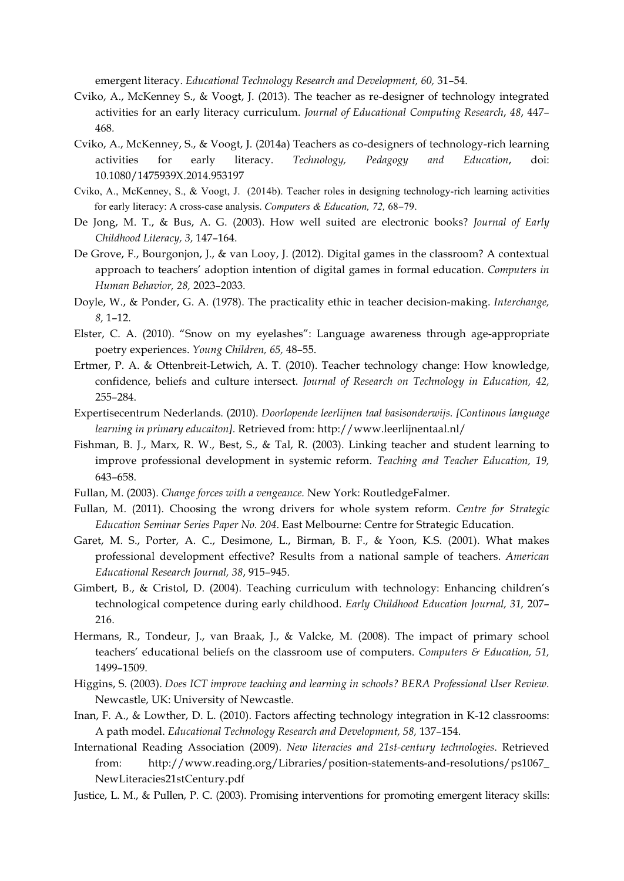emergent literacy. *Educational Technology Research and Development, 60,* 31–54.

Cviko, A., McKenney S., & Voogt, J. (2013). The teacher as re-designer of technology integrated activities for an early literacy curriculum. *Journal of Educational Computing Research*, *48*, 447–468.

Cviko, A., McKenney, S., & Voogt, J. (2014a) Teachers as co-designers of technology-rich learning activities for early literacy. *Technology, Pedagogy and Education*, doi: 10.1080/1475939X.2014.953197

Cviko, A., McKenney, S., & Voogt, J. (2014b). Teacher roles in designing technology-rich learning activities for early literacy: A cross-case analysis. *Computers & Education, 72,* 68–79.

De Jong, M. T., & Bus, A. G. (2003). How well suited are electronic books? *Journal of Early Childhood Literacy, 3,* 147–164.

De Grove, F., Bourgonjon, J., & van Looy, J. (2012). Digital games in the classroom? A contextual approach to teachers' adoption intention of digital games in formal education. *Computers in Human Behavior, 28,* 2023–2033.

Doyle, W., & Ponder, G. A. (1978). The practicality ethic in teacher decision-making. *Interchange, 8,* 1–12.

Elster, C. A. (2010). "Snow on my eyelashes": Language awareness through age-appropriate poetry experiences. *Young Children, 65,* 48–55.

Ertmer, P. A. & Ottenbreit-Letwich, A. T. (2010). Teacher technology change: How knowledge, confidence, beliefs and culture intersect. *Journal of Research on Technology in Education, 42,* 255–284.

Expertisecentrum Nederlands. (2010). *Doorlopende leerlijnen taal basisonderwijs. [Continous language learning in primary educaiton].* Retrieved from: http://www.leerlijnentaal.nl/

Fishman, B. J., Marx, R. W., Best, S., & Tal, R. (2003). Linking teacher and student learning to improve professional development in systemic reform. *Teaching and Teacher Education, 19,* 643–658.

Fullan, M. (2003). *Change forces with a vengeance.* New York: RoutledgeFalmer.

Fullan, M. (2011). Choosing the wrong drivers for whole system reform. *Centre for Strategic Education Seminar Series Paper No. 204*. East Melbourne: Centre for Strategic Education.

Garet, M. S., Porter, A. C., Desimone, L., Birman, B. F., & Yoon, K.S. (2001). What makes professional development effective? Results from a national sample of teachers. *American Educational Research Journal, 38*, 915–945.

Gimbert, B., & Cristol, D. (2004). Teaching curriculum with technology: Enhancing children's technological competence during early childhood. *Early Childhood Education Journal, 31,* 207–216.

Hermans, R., Tondeur, J., van Braak, J., & Valcke, M. (2008). The impact of primary school teachers' educational beliefs on the classroom use of computers. *Computers & Education, 51,* 1499–1509.

Higgins, S. (2003). *Does ICT improve teaching and learning in schools? BERA Professional User Review.* Newcastle, UK: University of Newcastle.

Inan, F. A., & Lowther, D. L. (2010). Factors affecting technology integration in K-12 classrooms: A path model. *Educational Technology Research and Development, 58,* 137–154.

International Reading Association (2009). *New literacies and 21st-century technologies*. Retrieved from: http://www.reading.org/Libraries/position-statements-and-resolutions/ps1067_NewLiteracies21stCentury.pdf

Justice, L. M., & Pullen, P. C. (2003). Promising interventions for promoting emergent literacy skills: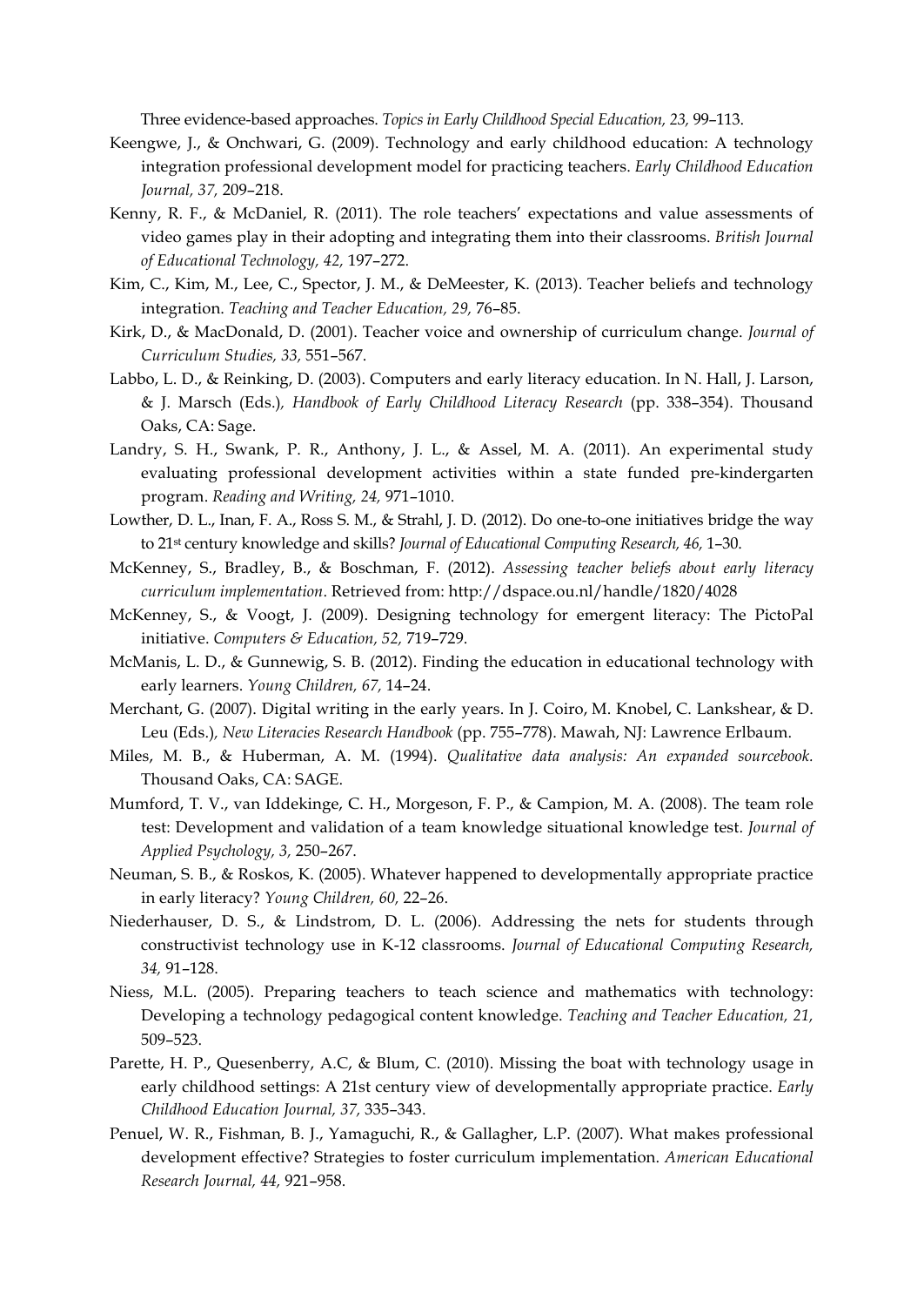Three evidence-based approaches. *Topics in Early Childhood Special Education, 23,* 99–113.

Keengwe, J., & Onchwari, G. (2009). Technology and early childhood education: A technology integration professional development model for practicing teachers. *Early Childhood Education Journal, 37,* 209–218.

Kenny, R. F., & McDaniel, R. (2011). The role teachers' expectations and value assessments of video games play in their adopting and integrating them into their classrooms. *British Journal of Educational Technology, 42,* 197–272.

Kim, C., Kim, M., Lee, C., Spector, J. M., & DeMeester, K. (2013). Teacher beliefs and technology integration. *Teaching and Teacher Education, 29,* 76–85.

Kirk, D., & MacDonald, D. (2001). Teacher voice and ownership of curriculum change. *Journal of Curriculum Studies, 33,* 551–567.

Labbo, L. D., & Reinking, D. (2003). Computers and early literacy education. In N. Hall, J. Larson, & J. Marsch (Eds.)*, Handbook of Early Childhood Literacy Research* (pp. 338–354). Thousand Oaks, CA: Sage.

Landry, S. H., Swank, P. R., Anthony, J. L., & Assel, M. A. (2011). An experimental study evaluating professional development activities within a state funded pre-kindergarten program. *Reading and Writing, 24,* 971–1010.

Lowther, D. L., Inan, F. A., Ross S. M., & Strahl, J. D. (2012). Do one-to-one initiatives bridge the way to 21st century knowledge and skills? *Journal of Educational Computing Research, 46,* 1–30.

McKenney, S., Bradley, B., & Boschman, F. (2012). *Assessing teacher beliefs about early literacy curriculum implementation*. Retrieved from: http://dspace.ou.nl/handle/1820/4028

McKenney, S., & Voogt, J. (2009). Designing technology for emergent literacy: The PictoPal initiative. *Computers & Education, 52,* 719–729.

McManis, L. D., & Gunnewig, S. B. (2012). Finding the education in educational technology with early learners. *Young Children, 67,* 14–24.

Merchant, G. (2007). Digital writing in the early years. In J. Coiro, M. Knobel, C. Lankshear, & D. Leu (Eds.)*, New Literacies Research Handbook* (pp. 755–778). Mawah, NJ: Lawrence Erlbaum.

Miles, M. B., & Huberman, A. M. (1994). *Qualitative data analysis: An expanded sourcebook.* Thousand Oaks, CA: SAGE.

Mumford, T. V., van Iddekinge, C. H., Morgeson, F. P., & Campion, M. A. (2008). The team role test: Development and validation of a team knowledge situational knowledge test. *Journal of Applied Psychology, 3,* 250–267.

Neuman, S. B., & Roskos, K. (2005). Whatever happened to developmentally appropriate practice in early literacy? *Young Children, 60,* 22–26.

Niederhauser, D. S., & Lindstrom, D. L. (2006). Addressing the nets for students through constructivist technology use in K-12 classrooms. *Journal of Educational Computing Research, 34,* 91–128.

Niess, M.L. (2005). Preparing teachers to teach science and mathematics with technology: Developing a technology pedagogical content knowledge. *Teaching and Teacher Education, 21,* 509–523.

Parette, H. P., Quesenberry, A.C, & Blum, C. (2010). Missing the boat with technology usage in early childhood settings: A 21st century view of developmentally appropriate practice. *Early Childhood Education Journal, 37,* 335–343.

Penuel, W. R., Fishman, B. J., Yamaguchi, R., & Gallagher, L.P. (2007). What makes professional development effective? Strategies to foster curriculum implementation. *American Educational Research Journal, 44,* 921–958.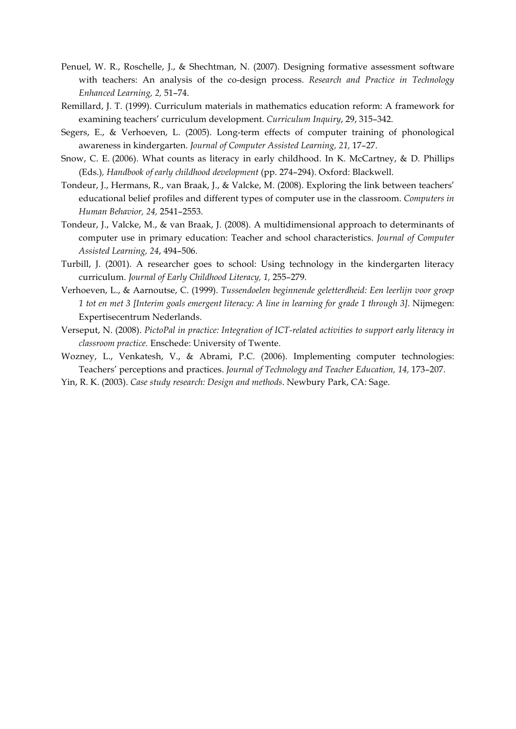Penuel, W. R., Roschelle, J., & Shechtman, N. (2007). Designing formative assessment software with teachers: An analysis of the co-design process. *Research and Practice in Technology Enhanced Learning, 2,* 51–74.

Remillard, J. T. (1999). Curriculum materials in mathematics education reform: A framework for examining teachers' curriculum development. *Curriculum Inquiry*, 29, 315–342.

Segers, E., & Verhoeven, L. (2005). Long-term effects of computer training of phonological awareness in kindergarten. *Journal of Computer Assisted Learning, 21,* 17–27.

Snow, C. E. (2006). What counts as literacy in early childhood. In K. McCartney, & D. Phillips (Eds.), *Handbook of early childhood development* (pp. 274–294). Oxford: Blackwell.

Tondeur, J., Hermans, R., van Braak, J., & Valcke, M. (2008). Exploring the link between teachers' educational belief profiles and different types of computer use in the classroom. *Computers in Human Behavior, 24,* 2541–2553.

Tondeur, J., Valcke, M., & van Braak, J. (2008). A multidimensional approach to determinants of computer use in primary education: Teacher and school characteristics. *Journal of Computer Assisted Learning, 24*, 494–506.

Turbill, J. (2001). A researcher goes to school: Using technology in the kindergarten literacy curriculum. *Journal of Early Childhood Literacy, 1,* 255–279.

Verhoeven, L., & Aarnoutse, C. (1999). *Tussendoelen beginnende geletterdheid: Een leerlijn voor groep 1 tot en met 3 [Interim goals emergent literacy: A line in learning for grade 1 through 3].* Nijmegen: Expertisecentrum Nederlands.

Verseput, N. (2008). *PictoPal in practice: Integration of ICT-related activities to support early literacy in classroom practice.* Enschede: University of Twente.

Wozney, L., Venkatesh, V., & Abrami, P.C. (2006). Implementing computer technologies: Teachers' perceptions and practices. *Journal of Technology and Teacher Education, 14,* 173–207.

Yin, R. K. (2003). *Case study research: Design and methods*. Newbury Park, CA: Sage.